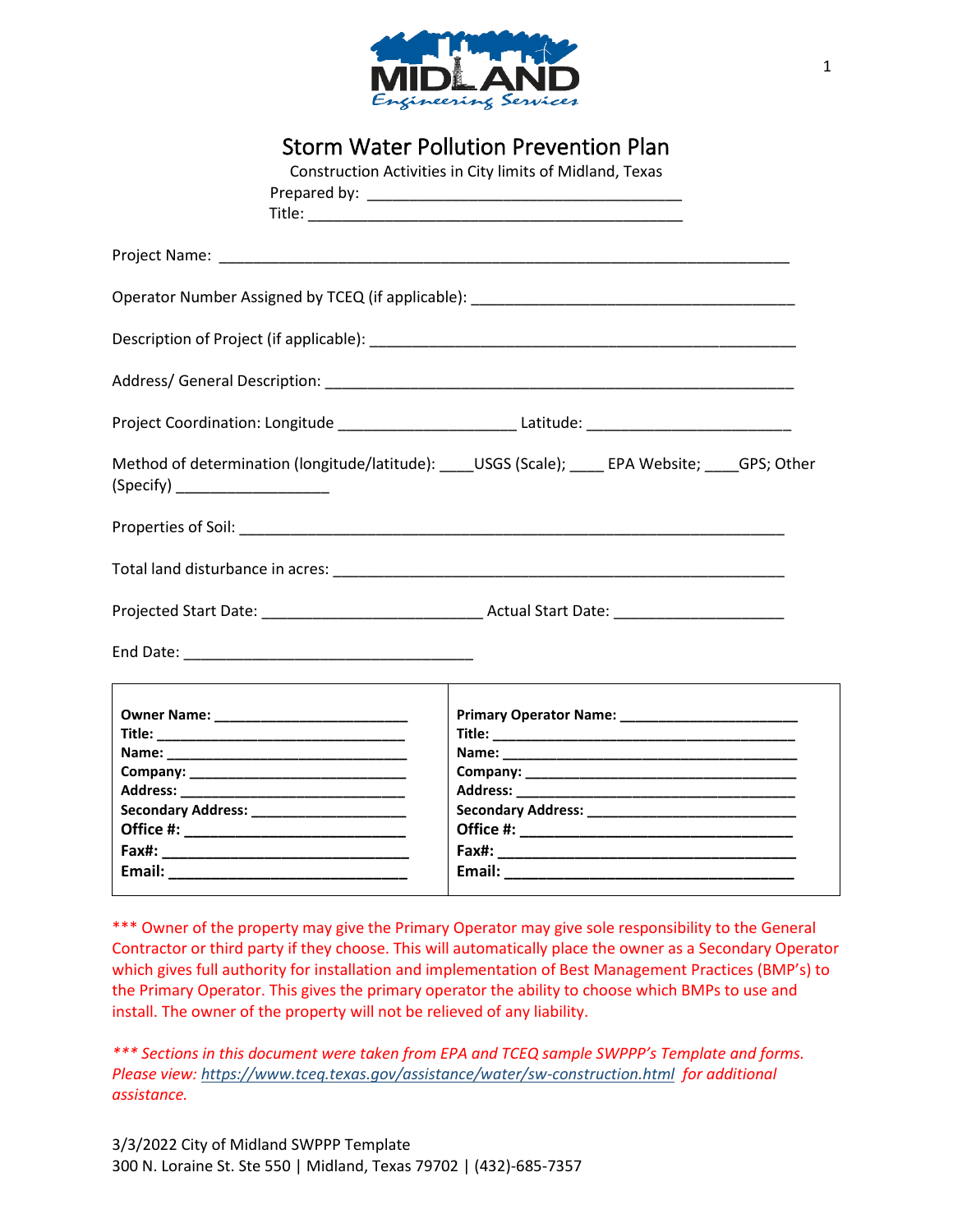# Storm Water Pollution Prevention Plan

Construction Activities in City limits of Midland, Texas

Prepared by: ___________________________________

Title: ________________________________________

Project Name: ________________________________________________________________

Operator Number Assigned by TCEQ (if applicable): ____________________________________

Description of Project (if applicable): ______________________________________________

Address/ General Description: ____________________________________________________

Project Coordination: Longitude ____________________ Latitude: ______________________

Method of determination (longitude/latitude): ____USGS (Scale); ____ EPA Website; ____GPS; Other (Specify) _________________

Properties of Soil: _____________________________________________________________

Total land disturbance in acres: ___________________________________________________

Projected Start Date: ________________________ Actual Start Date: ___________________

End Date: _________________________________

| | |
|---|---|
| **Owner Name:** ______________________<br>**Title:** ____________________________<br>**Name:** ___________________________<br>**Company:** ________________________<br>**Address:** _________________________<br>**Secondary Address:** _________________<br>**Office #:** _________________________<br>**Fax#:** ____________________________<br>**Email:** ___________________________ | **Primary Operator Name:** ____________________<br>**Title:** ___________________________________<br>**Name:** __________________________________<br>**Company:** _______________________________<br>**Address:** ________________________________<br>**Secondary Address:** ________________________<br>**Office #:** ________________________________<br>**Fax#:** ___________________________________<br>**Email:** __________________________________ |

*** Owner of the property may give the Primary Operator may give sole responsibility to the General Contractor or third party if they choose. This will automatically place the owner as a Secondary Operator which gives full authority for installation and implementation of Best Management Practices (BMP's) to the Primary Operator. This gives the primary operator the ability to choose which BMPs to use and install. The owner of the property will not be relieved of any liability.

*\*\*\* Sections in this document were taken from EPA and TCEQ sample SWPPP's Template and forms. Please view: https://www.tceq.texas.gov/assistance/water/sw-construction.html for additional assistance.*

3/3/2022 City of Midland SWPPP Template
300 N. Loraine St. Ste 550 | Midland, Texas 79702 | (432)-685-7357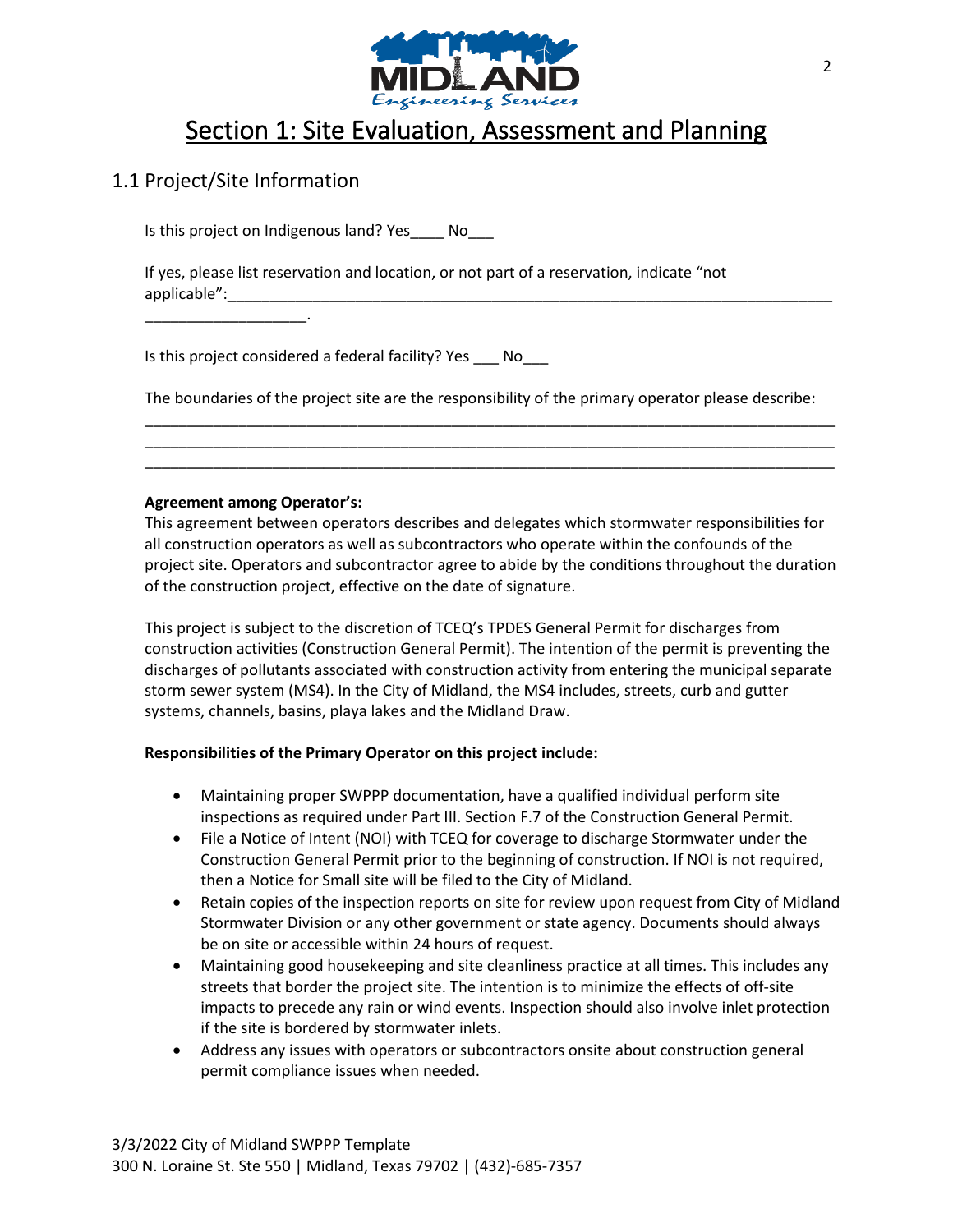# Section 1: Site Evaluation, Assessment and Planning

## 1.1 Project/Site Information

Is this project on Indigenous land? Yes____ No___

If yes, please list reservation and location, or not part of a reservation, indicate "not applicable":_________________________________________________________________________ ___________________.

Is this project considered a federal facility? Yes ___ No___

The boundaries of the project site are the responsibility of the primary operator please describe: _________________________________________________________________________________ _________________________________________________________________________________ _________________________________________________________________________________

**Agreement among Operator's:**

This agreement between operators describes and delegates which stormwater responsibilities for all construction operators as well as subcontractors who operate within the confounds of the project site. Operators and subcontractor agree to abide by the conditions throughout the duration of the construction project, effective on the date of signature.

This project is subject to the discretion of TCEQ's TPDES General Permit for discharges from construction activities (Construction General Permit). The intention of the permit is preventing the discharges of pollutants associated with construction activity from entering the municipal separate storm sewer system (MS4). In the City of Midland, the MS4 includes, streets, curb and gutter systems, channels, basins, playa lakes and the Midland Draw.

**Responsibilities of the Primary Operator on this project include:**

- Maintaining proper SWPPP documentation, have a qualified individual perform site inspections as required under Part III. Section F.7 of the Construction General Permit.
- File a Notice of Intent (NOI) with TCEQ for coverage to discharge Stormwater under the Construction General Permit prior to the beginning of construction. If NOI is not required, then a Notice for Small site will be filed to the City of Midland.
- Retain copies of the inspection reports on site for review upon request from City of Midland Stormwater Division or any other government or state agency. Documents should always be on site or accessible within 24 hours of request.
- Maintaining good housekeeping and site cleanliness practice at all times. This includes any streets that border the project site. The intention is to minimize the effects of off-site impacts to precede any rain or wind events. Inspection should also involve inlet protection if the site is bordered by stormwater inlets.
- Address any issues with operators or subcontractors onsite about construction general permit compliance issues when needed.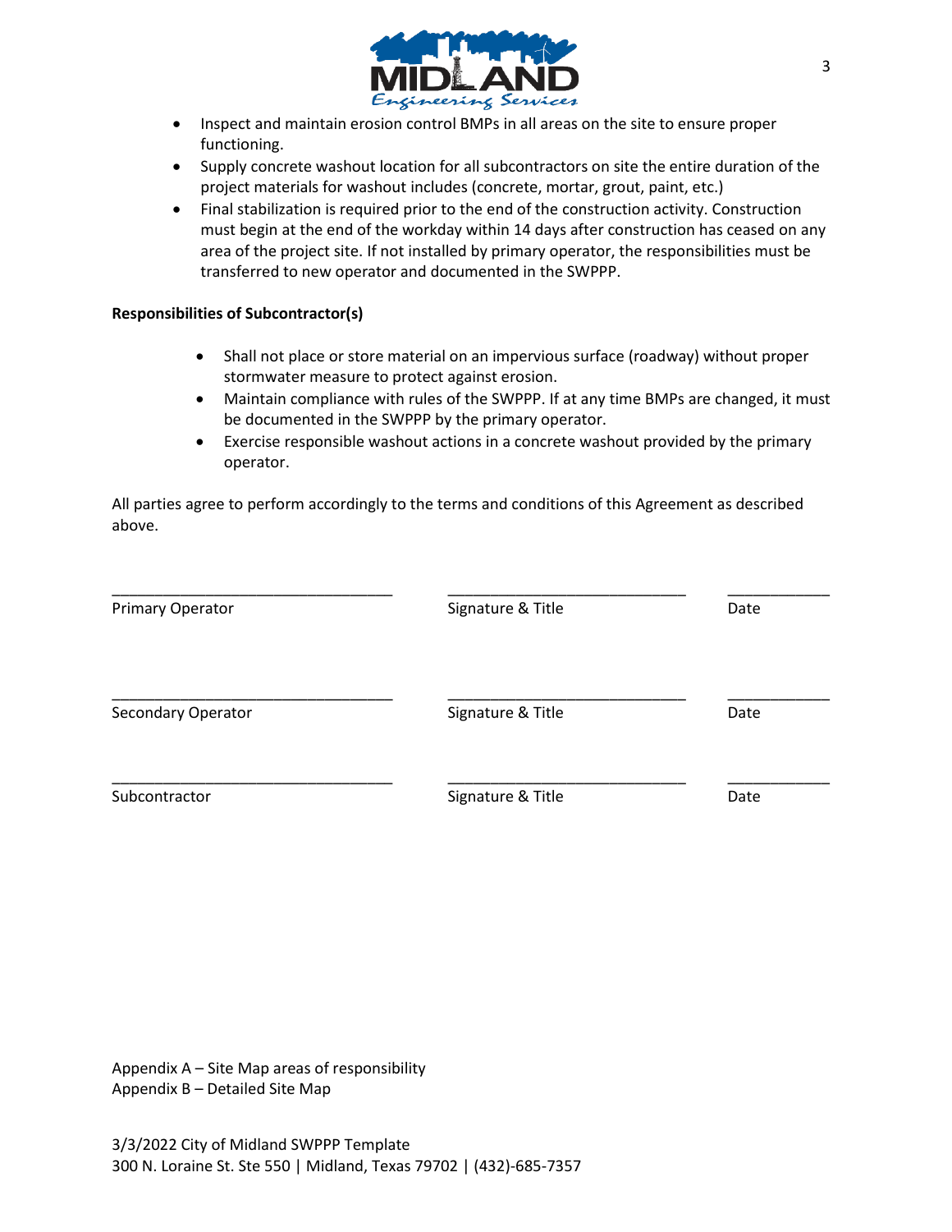- Inspect and maintain erosion control BMPs in all areas on the site to ensure proper functioning.
- Supply concrete washout location for all subcontractors on site the entire duration of the project materials for washout includes (concrete, mortar, grout, paint, etc.)
- Final stabilization is required prior to the end of the construction activity. Construction must begin at the end of the workday within 14 days after construction has ceased on any area of the project site. If not installed by primary operator, the responsibilities must be transferred to new operator and documented in the SWPPP.

**Responsibilities of Subcontractor(s)**

- Shall not place or store material on an impervious surface (roadway) without proper stormwater measure to protect against erosion.
- Maintain compliance with rules of the SWPPP. If at any time BMPs are changed, it must be documented in the SWPPP by the primary operator.
- Exercise responsible washout actions in a concrete washout provided by the primary operator.

All parties agree to perform accordingly to the terms and conditions of this Agreement as described above.

| ______________________ | ______________________ | ____________ |
|---|---|---|
| Primary Operator | Signature & Title | Date |
| ______________________ | ______________________ | ____________ |
| Secondary Operator | Signature & Title | Date |
| ______________________ | ______________________ | ____________ |
| Subcontractor | Signature & Title | Date |

Appendix A – Site Map areas of responsibility
Appendix B – Detailed Site Map

3/3/2022 City of Midland SWPPP Template
300 N. Loraine St. Ste 550 | Midland, Texas 79702 | (432)-685-7357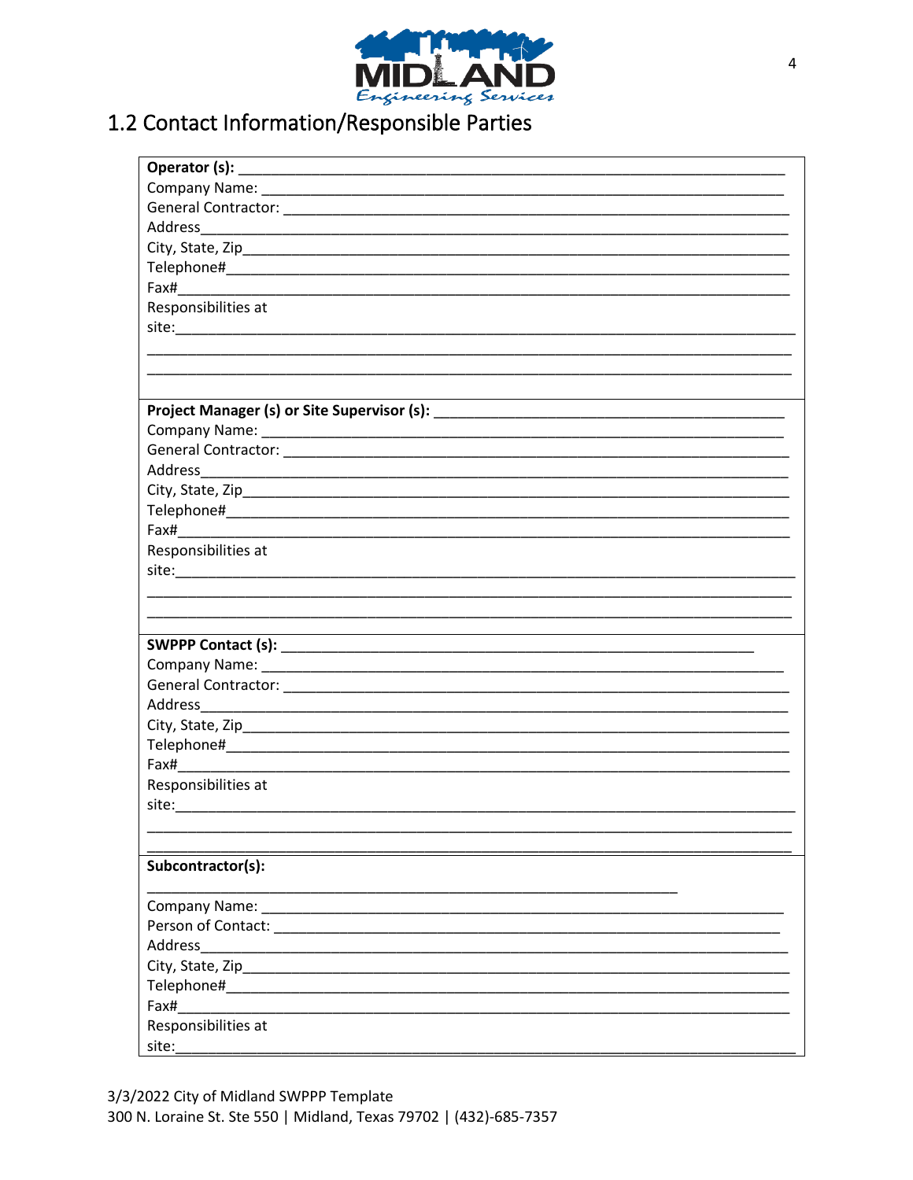## 1.2 Contact Information/Responsible Parties

**Operator (s):** ______________________________________________________________________

Company Name: ______________________________________________________________________

General Contractor: __________________________________________________________________

Address_____________________________________________________________________________

City, State, Zip______________________________________________________________________

Telephone#__________________________________________________________________________

Fax#_______________________________________________________________________________

Responsibilities at site:_______________________________________________________________

___________________________________________________________________________________

___________________________________________________________________________________

**Project Manager (s) or Site Supervisor (s):** ___________________________________________

Company Name: ______________________________________________________________________

General Contractor: __________________________________________________________________

Address_____________________________________________________________________________

City, State, Zip______________________________________________________________________

Telephone#__________________________________________________________________________

Fax#_______________________________________________________________________________

Responsibilities at site:_______________________________________________________________

___________________________________________________________________________________

___________________________________________________________________________________

**SWPPP Contact (s):** ________________________________________________________________

Company Name: ______________________________________________________________________

General Contractor: __________________________________________________________________

Address_____________________________________________________________________________

City, State, Zip______________________________________________________________________

Telephone#__________________________________________________________________________

Fax#_______________________________________________________________________________

Responsibilities at site:_______________________________________________________________

___________________________________________________________________________________

___________________________________________________________________________________

**Subcontractor(s):**

___________________________________________________________________

Company Name: ______________________________________________________________________

Person of Contact: ___________________________________________________________________

Address_____________________________________________________________________________

City, State, Zip______________________________________________________________________

Telephone#__________________________________________________________________________

Fax#_______________________________________________________________________________

Responsibilities at site:_______________________________________________________________

3/3/2022 City of Midland SWPPP Template
300 N. Loraine St. Ste 550 | Midland, Texas 79702 | (432)-685-7357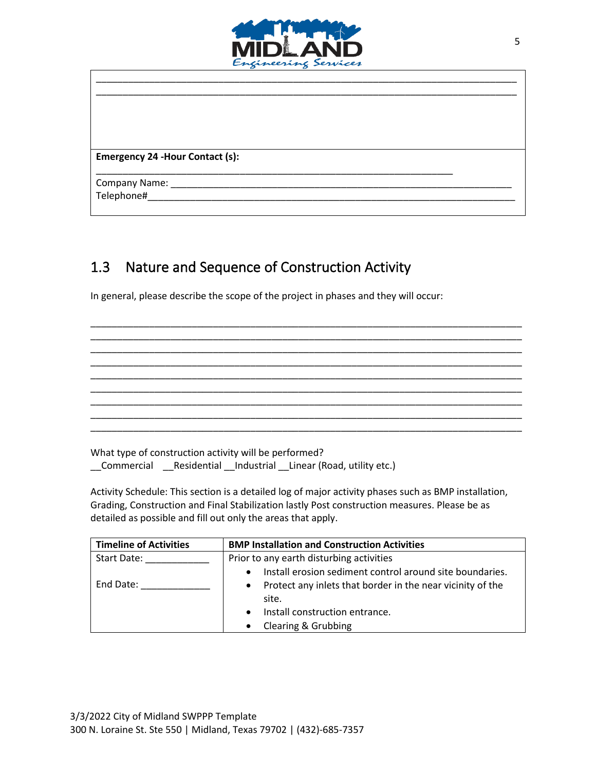| |
|---|
| \_\_\_\_\_\_\_\_\_\_\_\_\_\_\_\_\_\_\_\_\_\_\_\_\_\_\_\_\_\_\_\_\_\_\_\_\_\_\_\_\_\_\_\_\_\_\_\_\_\_\_\_\_\_\_\_\_\_\_\_\_\_\_\_\_\_\_\_\_\_\_\_\_\_\_\_<br>\_\_\_\_\_\_\_\_\_\_\_\_\_\_\_\_\_\_\_\_\_\_\_\_\_\_\_\_\_\_\_\_\_\_\_\_\_\_\_\_\_\_\_\_\_\_\_\_\_\_\_\_\_\_\_\_\_\_\_\_\_\_\_\_\_\_\_\_\_\_\_\_\_\_\_\_ |
| **Emergency 24 -Hour Contact (s):**<br>\_\_\_\_\_\_\_\_\_\_\_\_\_\_\_\_\_\_\_\_\_\_\_\_\_\_\_\_\_\_\_\_\_\_\_\_\_\_\_\_\_\_\_\_\_\_\_\_\_\_\_\_\_\_\_\_\_\_\_\_\_<br>Company Name: \_\_\_\_\_\_\_\_\_\_\_\_\_\_\_\_\_\_\_\_\_\_\_\_\_\_\_\_\_\_\_\_\_\_\_\_\_\_\_\_\_\_\_\_\_\_\_\_\_\_\_\_\_\_\_\_\_\_\_\_<br>Telephone#\_\_\_\_\_\_\_\_\_\_\_\_\_\_\_\_\_\_\_\_\_\_\_\_\_\_\_\_\_\_\_\_\_\_\_\_\_\_\_\_\_\_\_\_\_\_\_\_\_\_\_\_\_\_\_\_\_\_\_\_\_\_\_\_ |

## 1.3 Nature and Sequence of Construction Activity

In general, please describe the scope of the project in phases and they will occur:

\_\_\_\_\_\_\_\_\_\_\_\_\_\_\_\_\_\_\_\_\_\_\_\_\_\_\_\_\_\_\_\_\_\_\_\_\_\_\_\_\_\_\_\_\_\_\_\_\_\_\_\_\_\_\_\_\_\_\_\_\_\_\_\_\_\_\_\_\_\_\_\_\_\_\_\_
\_\_\_\_\_\_\_\_\_\_\_\_\_\_\_\_\_\_\_\_\_\_\_\_\_\_\_\_\_\_\_\_\_\_\_\_\_\_\_\_\_\_\_\_\_\_\_\_\_\_\_\_\_\_\_\_\_\_\_\_\_\_\_\_\_\_\_\_\_\_\_\_\_\_\_\_
\_\_\_\_\_\_\_\_\_\_\_\_\_\_\_\_\_\_\_\_\_\_\_\_\_\_\_\_\_\_\_\_\_\_\_\_\_\_\_\_\_\_\_\_\_\_\_\_\_\_\_\_\_\_\_\_\_\_\_\_\_\_\_\_\_\_\_\_\_\_\_\_\_\_\_\_
\_\_\_\_\_\_\_\_\_\_\_\_\_\_\_\_\_\_\_\_\_\_\_\_\_\_\_\_\_\_\_\_\_\_\_\_\_\_\_\_\_\_\_\_\_\_\_\_\_\_\_\_\_\_\_\_\_\_\_\_\_\_\_\_\_\_\_\_\_\_\_\_\_\_\_\_
\_\_\_\_\_\_\_\_\_\_\_\_\_\_\_\_\_\_\_\_\_\_\_\_\_\_\_\_\_\_\_\_\_\_\_\_\_\_\_\_\_\_\_\_\_\_\_\_\_\_\_\_\_\_\_\_\_\_\_\_\_\_\_\_\_\_\_\_\_\_\_\_\_\_\_\_
\_\_\_\_\_\_\_\_\_\_\_\_\_\_\_\_\_\_\_\_\_\_\_\_\_\_\_\_\_\_\_\_\_\_\_\_\_\_\_\_\_\_\_\_\_\_\_\_\_\_\_\_\_\_\_\_\_\_\_\_\_\_\_\_\_\_\_\_\_\_\_\_\_\_\_\_
\_\_\_\_\_\_\_\_\_\_\_\_\_\_\_\_\_\_\_\_\_\_\_\_\_\_\_\_\_\_\_\_\_\_\_\_\_\_\_\_\_\_\_\_\_\_\_\_\_\_\_\_\_\_\_\_\_\_\_\_\_\_\_\_\_\_\_\_\_\_\_\_\_\_\_\_
\_\_\_\_\_\_\_\_\_\_\_\_\_\_\_\_\_\_\_\_\_\_\_\_\_\_\_\_\_\_\_\_\_\_\_\_\_\_\_\_\_\_\_\_\_\_\_\_\_\_\_\_\_\_\_\_\_\_\_\_\_\_\_\_\_\_\_\_\_\_\_\_\_\_\_\_
\_\_\_\_\_\_\_\_\_\_\_\_\_\_\_\_\_\_\_\_\_\_\_\_\_\_\_\_\_\_\_\_\_\_\_\_\_\_\_\_\_\_\_\_\_\_\_\_\_\_\_\_\_\_\_\_\_\_\_\_\_\_\_\_\_\_\_\_\_\_\_\_\_\_\_\_

What type of construction activity will be performed?
\_\_Commercial \_\_Residential \_\_Industrial \_\_Linear (Road, utility etc.)

Activity Schedule: This section is a detailed log of major activity phases such as BMP installation, Grading, Construction and Final Stabilization lastly Post construction measures. Please be as detailed as possible and fill out only the areas that apply.

| **Timeline of Activities** | **BMP Installation and Construction Activities** |
|---|---|
| Start Date: \_\_\_\_\_\_\_\_\_\_\_\_<br><br>End Date: \_\_\_\_\_\_\_\_\_\_\_\_\_ | Prior to any earth disturbing activities<br>• Install erosion sediment control around site boundaries.<br>• Protect any inlets that border in the near vicinity of the site.<br>• Install construction entrance.<br>• Clearing & Grubbing |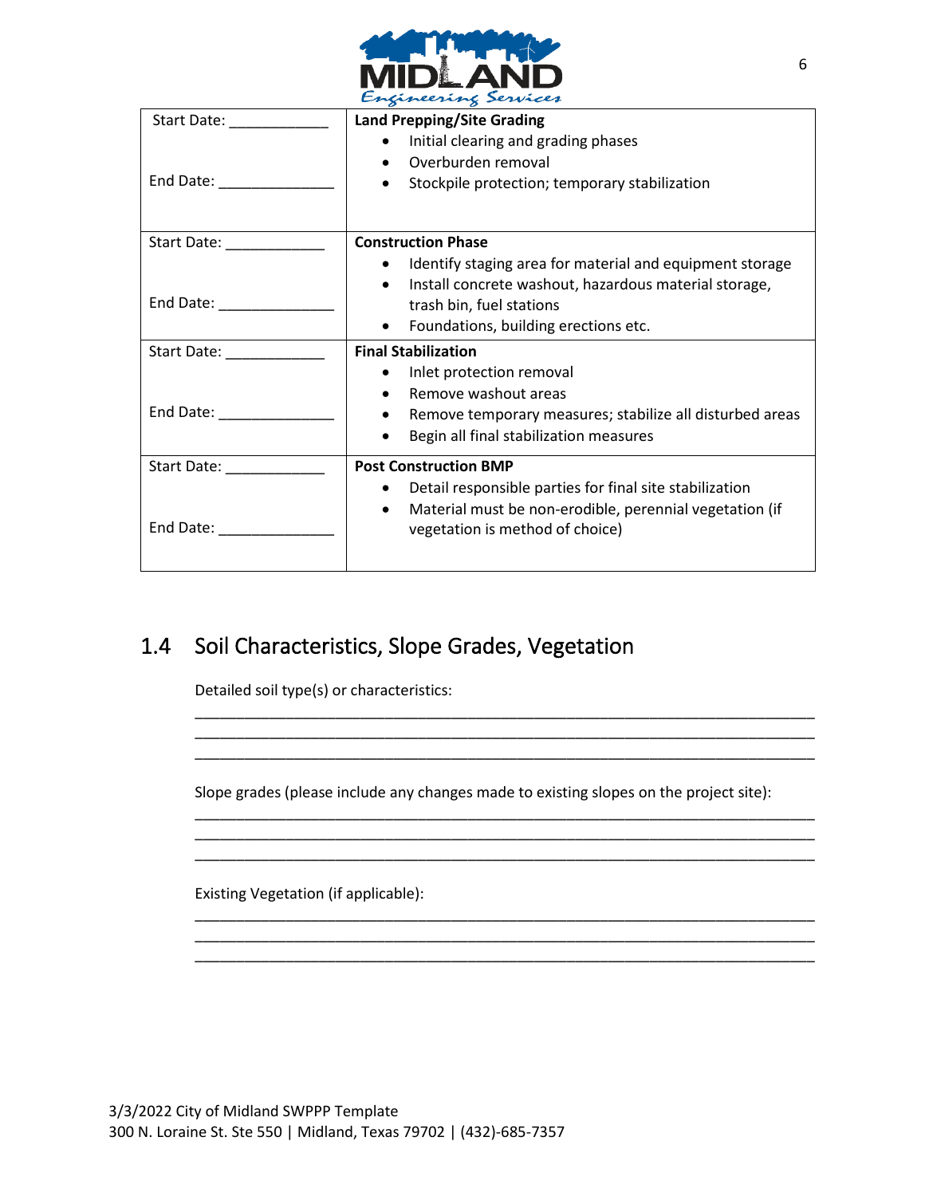| Start Date: ____________<br><br>End Date: ______________ | **Land Prepping/Site Grading**<br>• Initial clearing and grading phases<br>• Overburden removal<br>• Stockpile protection; temporary stabilization |
|---|---|
| Start Date: ____________<br><br>End Date: ______________ | **Construction Phase**<br>• Identify staging area for material and equipment storage<br>• Install concrete washout, hazardous material storage, trash bin, fuel stations<br>• Foundations, building erections etc. |
| Start Date: ____________<br><br>End Date: ______________ | **Final Stabilization**<br>• Inlet protection removal<br>• Remove washout areas<br>• Remove temporary measures; stabilize all disturbed areas<br>• Begin all final stabilization measures |
| Start Date: ____________<br><br>End Date: ______________ | **Post Construction BMP**<br>• Detail responsible parties for final site stabilization<br>• Material must be non-erodible, perennial vegetation (if vegetation is method of choice) |

## 1.4 Soil Characteristics, Slope Grades, Vegetation

Detailed soil type(s) or characteristics:

______________________________________________________________________________
______________________________________________________________________________
______________________________________________________________________________

Slope grades (please include any changes made to existing slopes on the project site):

______________________________________________________________________________
______________________________________________________________________________
______________________________________________________________________________

Existing Vegetation (if applicable):

______________________________________________________________________________
______________________________________________________________________________
______________________________________________________________________________

3/3/2022 City of Midland SWPPP Template
300 N. Loraine St. Ste 550 | Midland, Texas 79702 | (432)-685-7357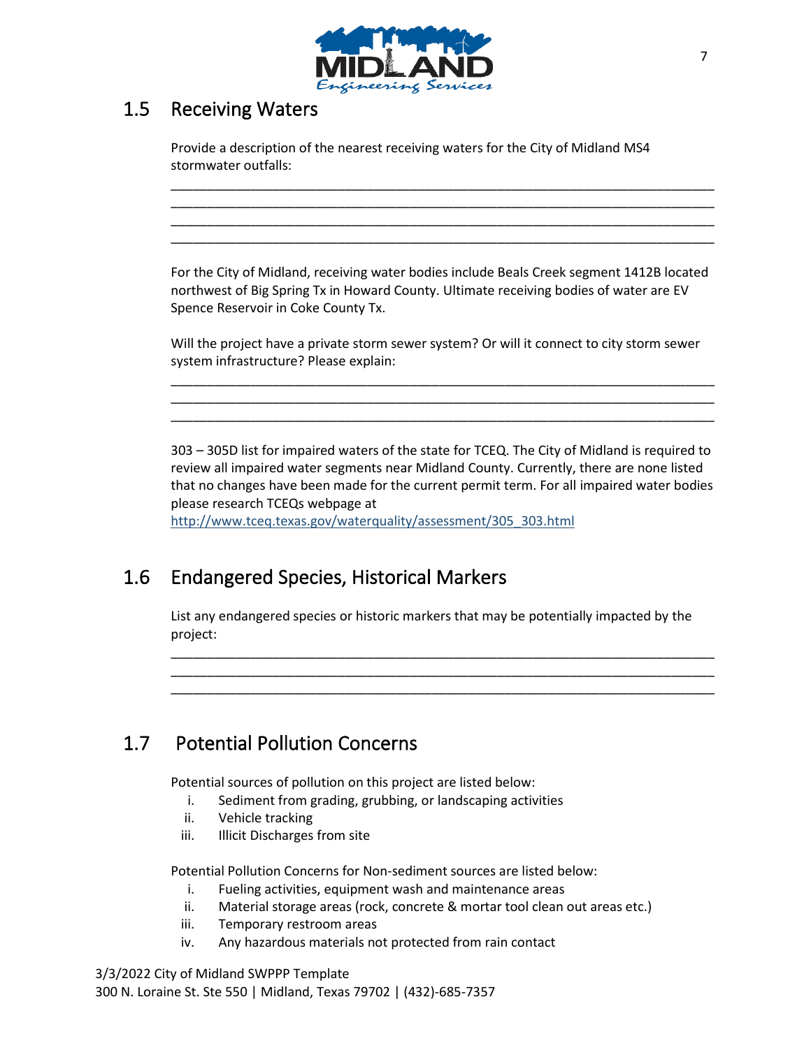## 1.5 Receiving Waters

Provide a description of the nearest receiving waters for the City of Midland MS4 stormwater outfalls:

____________________________________________________________________________
____________________________________________________________________________
____________________________________________________________________________
____________________________________________________________________________

For the City of Midland, receiving water bodies include Beals Creek segment 1412B located northwest of Big Spring Tx in Howard County. Ultimate receiving bodies of water are EV Spence Reservoir in Coke County Tx.

Will the project have a private storm sewer system? Or will it connect to city storm sewer system infrastructure? Please explain:

____________________________________________________________________________
____________________________________________________________________________
____________________________________________________________________________

303 – 305D list for impaired waters of the state for TCEQ. The City of Midland is required to review all impaired water segments near Midland County. Currently, there are none listed that no changes have been made for the current permit term. For all impaired water bodies please research TCEQs webpage at http://www.tceq.texas.gov/waterquality/assessment/305_303.html

## 1.6 Endangered Species, Historical Markers

List any endangered species or historic markers that may be potentially impacted by the project:

____________________________________________________________________________
____________________________________________________________________________
____________________________________________________________________________

## 1.7 Potential Pollution Concerns

Potential sources of pollution on this project are listed below:

i. Sediment from grading, grubbing, or landscaping activities
ii. Vehicle tracking
iii. Illicit Discharges from site

Potential Pollution Concerns for Non-sediment sources are listed below:

i. Fueling activities, equipment wash and maintenance areas
ii. Material storage areas (rock, concrete & mortar tool clean out areas etc.)
iii. Temporary restroom areas
iv. Any hazardous materials not protected from rain contact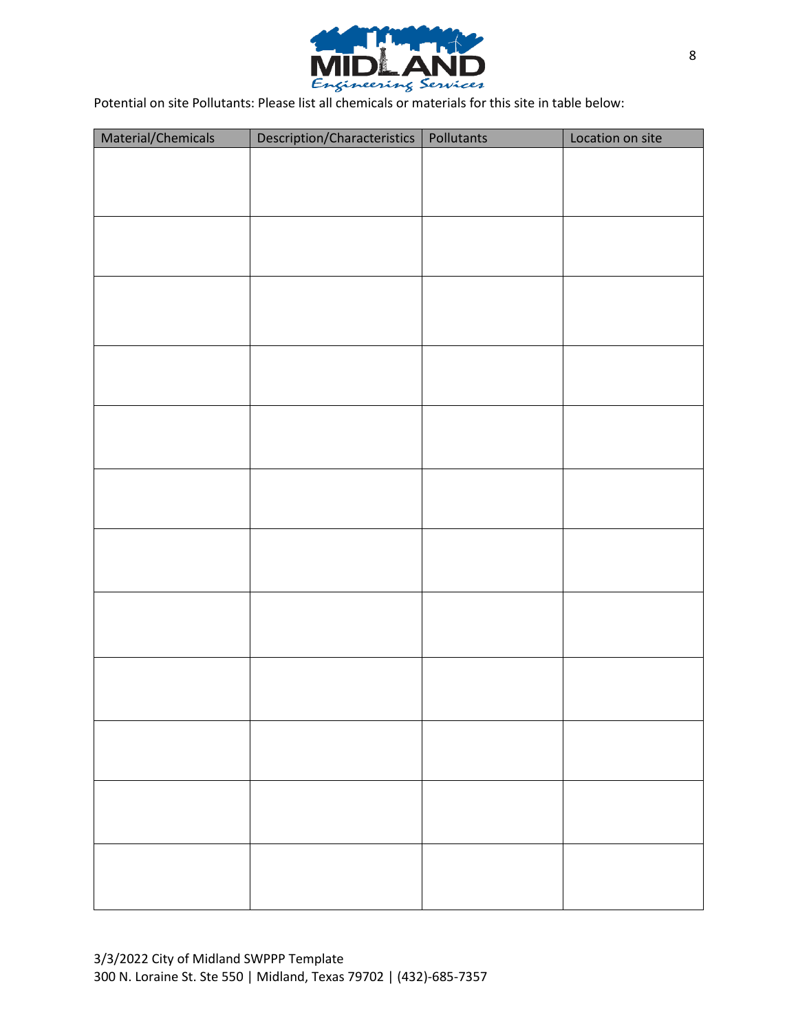Potential on site Pollutants: Please list all chemicals or materials for this site in table below:

| Material/Chemicals | Description/Characteristics | Pollutants | Location on site |
| --- | --- | --- | --- |
| | | | |
| | | | |
| | | | |
| | | | |
| | | | |
| | | | |
| | | | |
| | | | |
| | | | |
| | | | |
| | | | |
| | | | |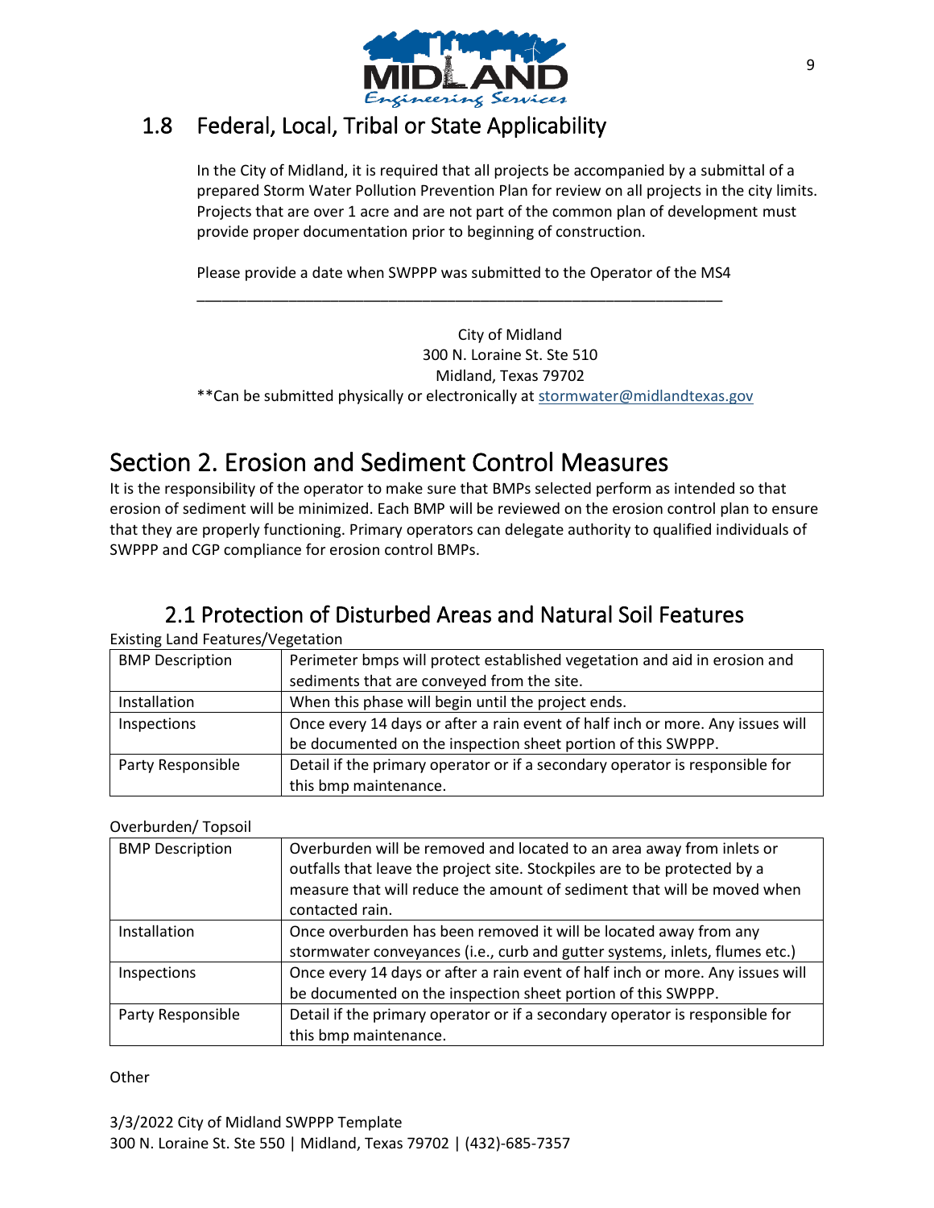## 1.8 Federal, Local, Tribal or State Applicability

In the City of Midland, it is required that all projects be accompanied by a submittal of a prepared Storm Water Pollution Prevention Plan for review on all projects in the city limits. Projects that are over 1 acre and are not part of the common plan of development must provide proper documentation prior to beginning of construction.

Please provide a date when SWPPP was submitted to the Operator of the MS4

_______________________________________________________________

City of Midland
300 N. Loraine St. Ste 510
Midland, Texas 79702

**Can be submitted physically or electronically at stormwater@midlandtexas.gov

# Section 2. Erosion and Sediment Control Measures

It is the responsibility of the operator to make sure that BMPs selected perform as intended so that erosion of sediment will be minimized. Each BMP will be reviewed on the erosion control plan to ensure that they are properly functioning. Primary operators can delegate authority to qualified individuals of SWPPP and CGP compliance for erosion control BMPs.

## 2.1 Protection of Disturbed Areas and Natural Soil Features

Existing Land Features/Vegetation

| BMP Description | Perimeter bmps will protect established vegetation and aid in erosion and sediments that are conveyed from the site. |
|---|---|
| Installation | When this phase will begin until the project ends. |
| Inspections | Once every 14 days or after a rain event of half inch or more. Any issues will be documented on the inspection sheet portion of this SWPPP. |
| Party Responsible | Detail if the primary operator or if a secondary operator is responsible for this bmp maintenance. |

Overburden/ Topsoil

| BMP Description | Overburden will be removed and located to an area away from inlets or outfalls that leave the project site. Stockpiles are to be protected by a measure that will reduce the amount of sediment that will be moved when contacted rain. |
|---|---|
| Installation | Once overburden has been removed it will be located away from any stormwater conveyances (i.e., curb and gutter systems, inlets, flumes etc.) |
| Inspections | Once every 14 days or after a rain event of half inch or more. Any issues will be documented on the inspection sheet portion of this SWPPP. |
| Party Responsible | Detail if the primary operator or if a secondary operator is responsible for this bmp maintenance. |

Other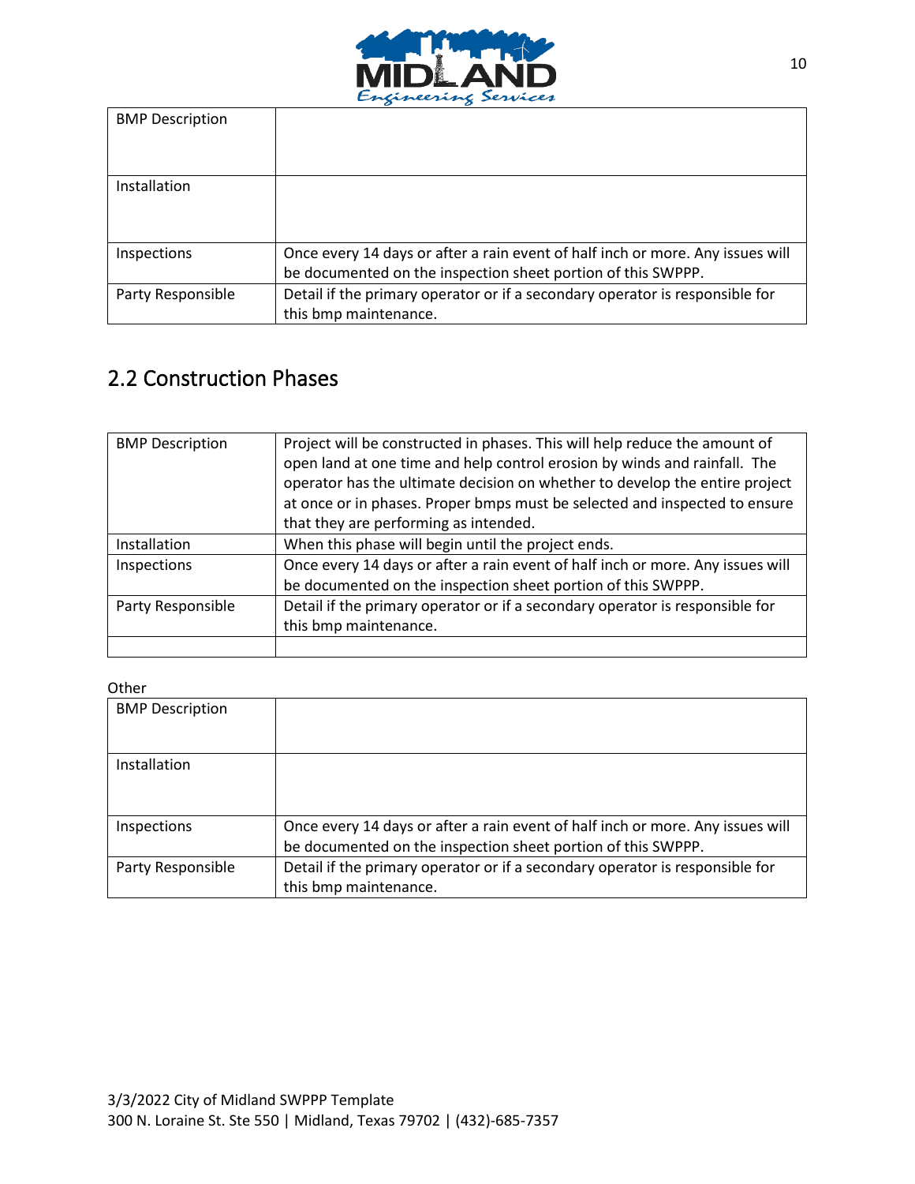| BMP Description | |
|---|---|
| Installation | |
| Inspections | Once every 14 days or after a rain event of half inch or more. Any issues will be documented on the inspection sheet portion of this SWPPP. |
| Party Responsible | Detail if the primary operator or if a secondary operator is responsible for this bmp maintenance. |

## 2.2 Construction Phases

| BMP Description | Project will be constructed in phases. This will help reduce the amount of open land at one time and help control erosion by winds and rainfall. The operator has the ultimate decision on whether to develop the entire project at once or in phases. Proper bmps must be selected and inspected to ensure that they are performing as intended. |
|---|---|
| Installation | When this phase will begin until the project ends. |
| Inspections | Once every 14 days or after a rain event of half inch or more. Any issues will be documented on the inspection sheet portion of this SWPPP. |
| Party Responsible | Detail if the primary operator or if a secondary operator is responsible for this bmp maintenance. |
| | |

Other

| BMP Description | |
|---|---|
| Installation | |
| Inspections | Once every 14 days or after a rain event of half inch or more. Any issues will be documented on the inspection sheet portion of this SWPPP. |
| Party Responsible | Detail if the primary operator or if a secondary operator is responsible for this bmp maintenance. |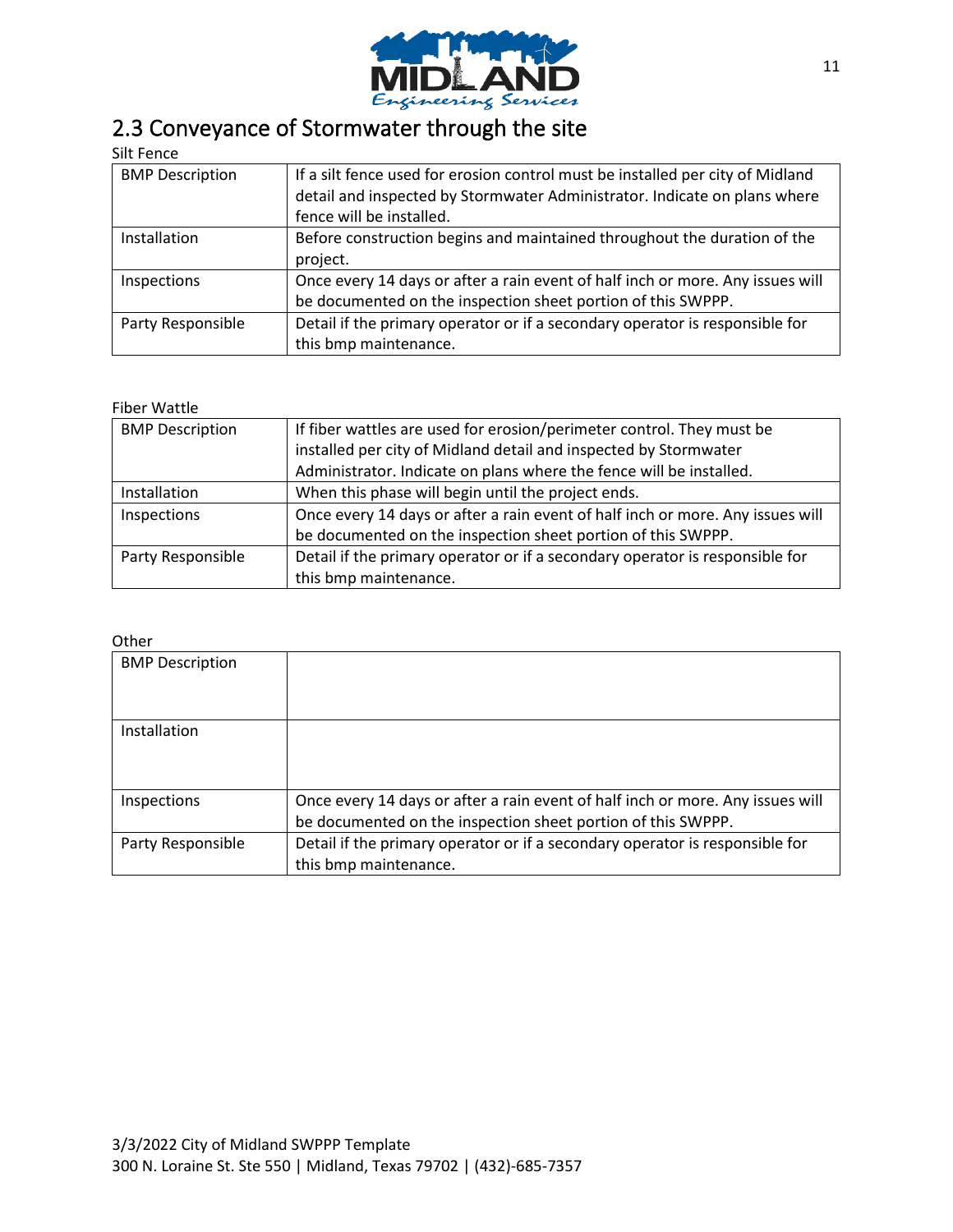## 2.3 Conveyance of Stormwater through the site

Silt Fence

| BMP Description | If a silt fence used for erosion control must be installed per city of Midland detail and inspected by Stormwater Administrator. Indicate on plans where fence will be installed. |
|---|---|
| Installation | Before construction begins and maintained throughout the duration of the project. |
| Inspections | Once every 14 days or after a rain event of half inch or more. Any issues will be documented on the inspection sheet portion of this SWPPP. |
| Party Responsible | Detail if the primary operator or if a secondary operator is responsible for this bmp maintenance. |

Fiber Wattle

| BMP Description | If fiber wattles are used for erosion/perimeter control. They must be installed per city of Midland detail and inspected by Stormwater Administrator. Indicate on plans where the fence will be installed. |
|---|---|
| Installation | When this phase will begin until the project ends. |
| Inspections | Once every 14 days or after a rain event of half inch or more. Any issues will be documented on the inspection sheet portion of this SWPPP. |
| Party Responsible | Detail if the primary operator or if a secondary operator is responsible for this bmp maintenance. |

Other

| BMP Description | |
|---|---|
| Installation | |
| Inspections | Once every 14 days or after a rain event of half inch or more. Any issues will be documented on the inspection sheet portion of this SWPPP. |
| Party Responsible | Detail if the primary operator or if a secondary operator is responsible for this bmp maintenance. |

3/3/2022 City of Midland SWPPP Template
300 N. Loraine St. Ste 550 | Midland, Texas 79702 | (432)-685-7357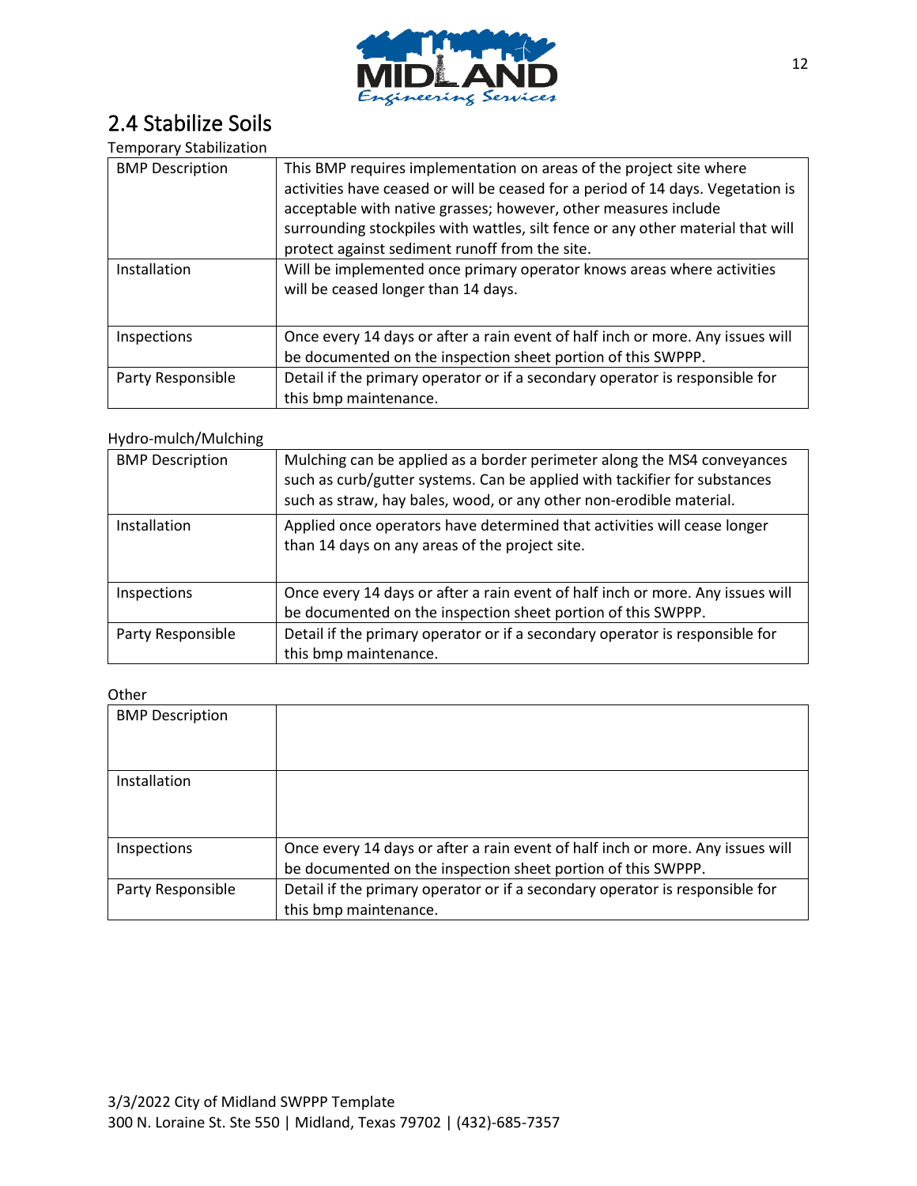## 2.4 Stabilize Soils

Temporary Stabilization

| | |
|---|---|
| BMP Description | This BMP requires implementation on areas of the project site where activities have ceased or will be ceased for a period of 14 days. Vegetation is acceptable with native grasses; however, other measures include surrounding stockpiles with wattles, silt fence or any other material that will protect against sediment runoff from the site. |
| Installation | Will be implemented once primary operator knows areas where activities will be ceased longer than 14 days. |
| Inspections | Once every 14 days or after a rain event of half inch or more. Any issues will be documented on the inspection sheet portion of this SWPPP. |
| Party Responsible | Detail if the primary operator or if a secondary operator is responsible for this bmp maintenance. |

Hydro-mulch/Mulching

| | |
|---|---|
| BMP Description | Mulching can be applied as a border perimeter along the MS4 conveyances such as curb/gutter systems. Can be applied with tackifier for substances such as straw, hay bales, wood, or any other non-erodible material. |
| Installation | Applied once operators have determined that activities will cease longer than 14 days on any areas of the project site. |
| Inspections | Once every 14 days or after a rain event of half inch or more. Any issues will be documented on the inspection sheet portion of this SWPPP. |
| Party Responsible | Detail if the primary operator or if a secondary operator is responsible for this bmp maintenance. |

Other

| | |
|---|---|
| BMP Description | |
| Installation | |
| Inspections | Once every 14 days or after a rain event of half inch or more. Any issues will be documented on the inspection sheet portion of this SWPPP. |
| Party Responsible | Detail if the primary operator or if a secondary operator is responsible for this bmp maintenance. |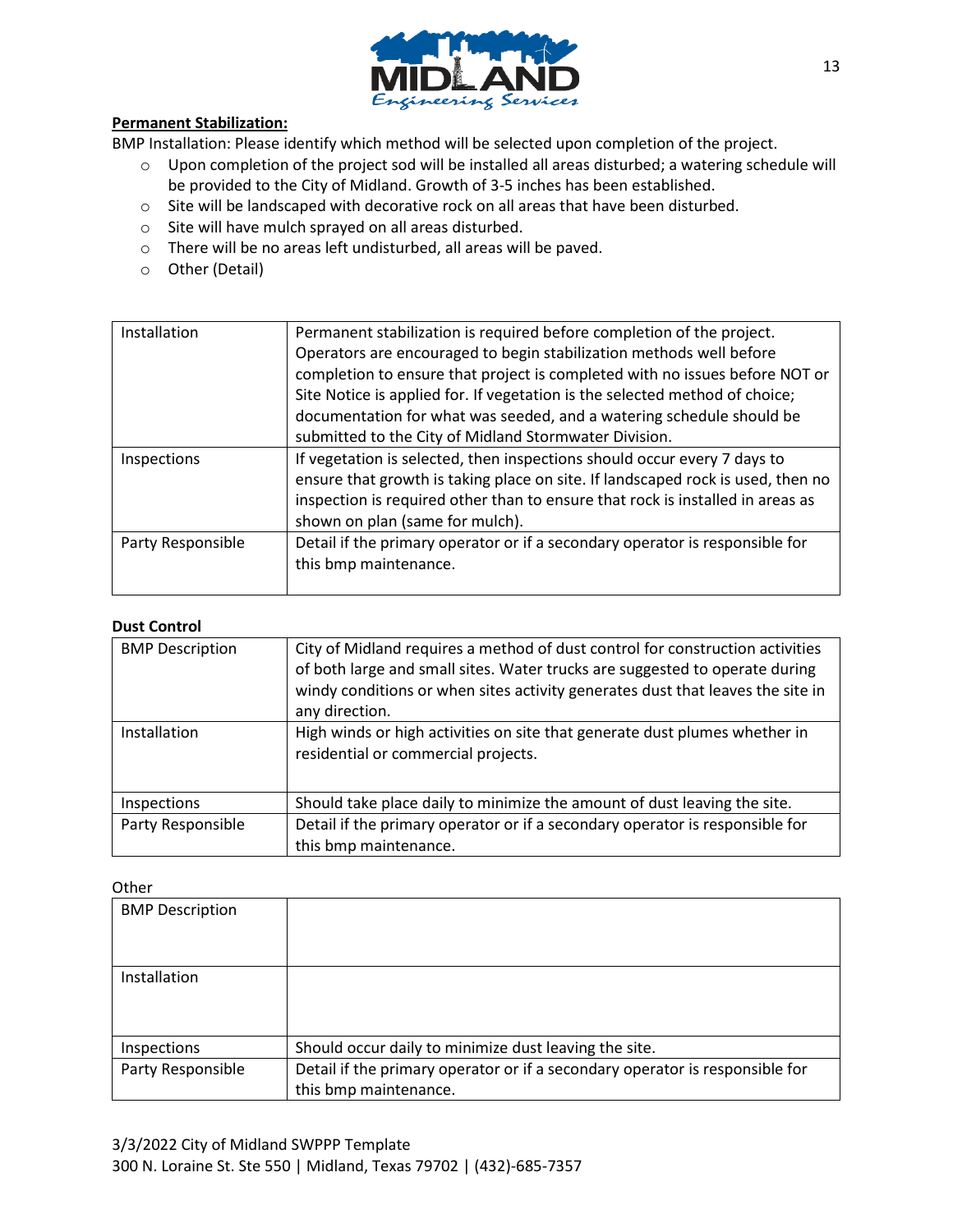**Permanent Stabilization:**

BMP Installation: Please identify which method will be selected upon completion of the project.

- Upon completion of the project sod will be installed all areas disturbed; a watering schedule will be provided to the City of Midland. Growth of 3-5 inches has been established.
- Site will be landscaped with decorative rock on all areas that have been disturbed.
- Site will have mulch sprayed on all areas disturbed.
- There will be no areas left undisturbed, all areas will be paved.
- Other (Detail)

| | |
|---|---|
| Installation | Permanent stabilization is required before completion of the project. Operators are encouraged to begin stabilization methods well before completion to ensure that project is completed with no issues before NOT or Site Notice is applied for. If vegetation is the selected method of choice; documentation for what was seeded, and a watering schedule should be submitted to the City of Midland Stormwater Division. |
| Inspections | If vegetation is selected, then inspections should occur every 7 days to ensure that growth is taking place on site. If landscaped rock is used, then no inspection is required other than to ensure that rock is installed in areas as shown on plan (same for mulch). |
| Party Responsible | Detail if the primary operator or if a secondary operator is responsible for this bmp maintenance. |

**Dust Control**

| | |
|---|---|
| BMP Description | City of Midland requires a method of dust control for construction activities of both large and small sites. Water trucks are suggested to operate during windy conditions or when sites activity generates dust that leaves the site in any direction. |
| Installation | High winds or high activities on site that generate dust plumes whether in residential or commercial projects. |
| Inspections | Should take place daily to minimize the amount of dust leaving the site. |
| Party Responsible | Detail if the primary operator or if a secondary operator is responsible for this bmp maintenance. |

Other

| | |
|---|---|
| BMP Description | |
| Installation | |
| Inspections | Should occur daily to minimize dust leaving the site. |
| Party Responsible | Detail if the primary operator or if a secondary operator is responsible for this bmp maintenance. |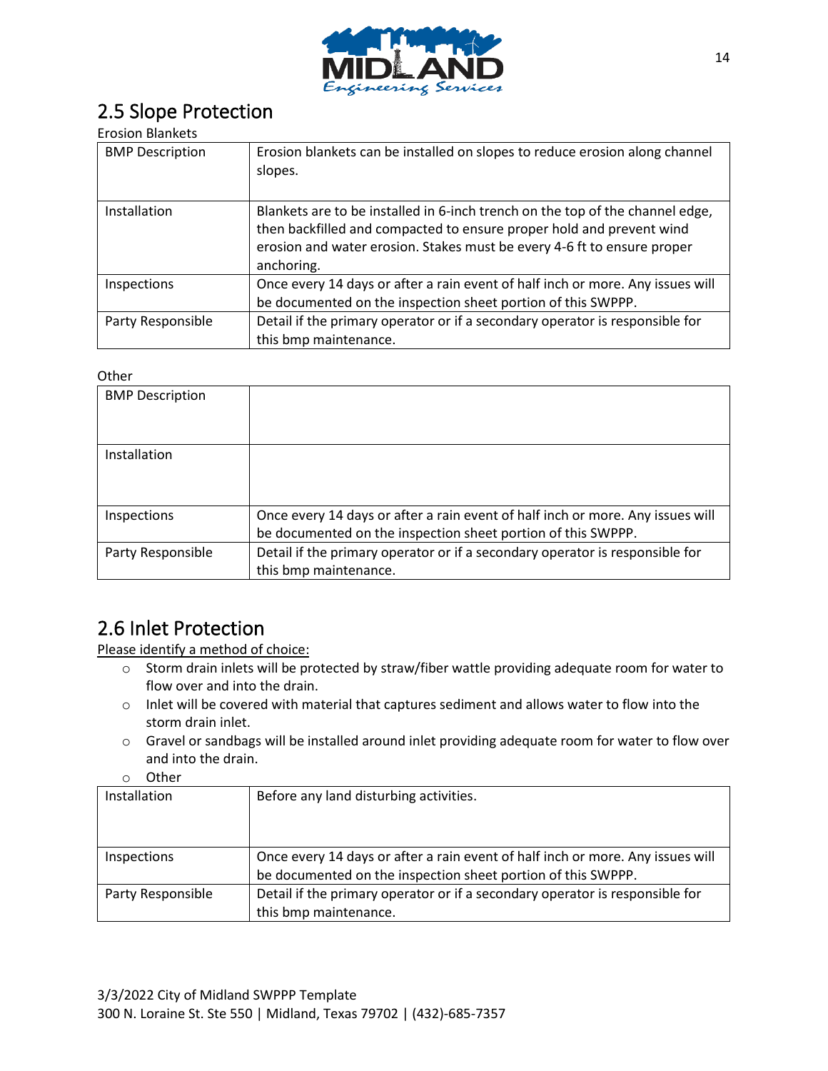## 2.5 Slope Protection

Erosion Blankets

| BMP Description | Erosion blankets can be installed on slopes to reduce erosion along channel slopes. |
|---|---|
| Installation | Blankets are to be installed in 6-inch trench on the top of the channel edge, then backfilled and compacted to ensure proper hold and prevent wind erosion and water erosion. Stakes must be every 4-6 ft to ensure proper anchoring. |
| Inspections | Once every 14 days or after a rain event of half inch or more. Any issues will be documented on the inspection sheet portion of this SWPPP. |
| Party Responsible | Detail if the primary operator or if a secondary operator is responsible for this bmp maintenance. |

Other

| BMP Description | |
|---|---|
| Installation | |
| Inspections | Once every 14 days or after a rain event of half inch or more. Any issues will be documented on the inspection sheet portion of this SWPPP. |
| Party Responsible | Detail if the primary operator or if a secondary operator is responsible for this bmp maintenance. |

## 2.6 Inlet Protection

Please identify a method of choice:

- ○ Storm drain inlets will be protected by straw/fiber wattle providing adequate room for water to flow over and into the drain.
- ○ Inlet will be covered with material that captures sediment and allows water to flow into the storm drain inlet.
- ○ Gravel or sandbags will be installed around inlet providing adequate room for water to flow over and into the drain.
- ○ Other

| Installation | Before any land disturbing activities. |
|---|---|
| Inspections | Once every 14 days or after a rain event of half inch or more. Any issues will be documented on the inspection sheet portion of this SWPPP. |
| Party Responsible | Detail if the primary operator or if a secondary operator is responsible for this bmp maintenance. |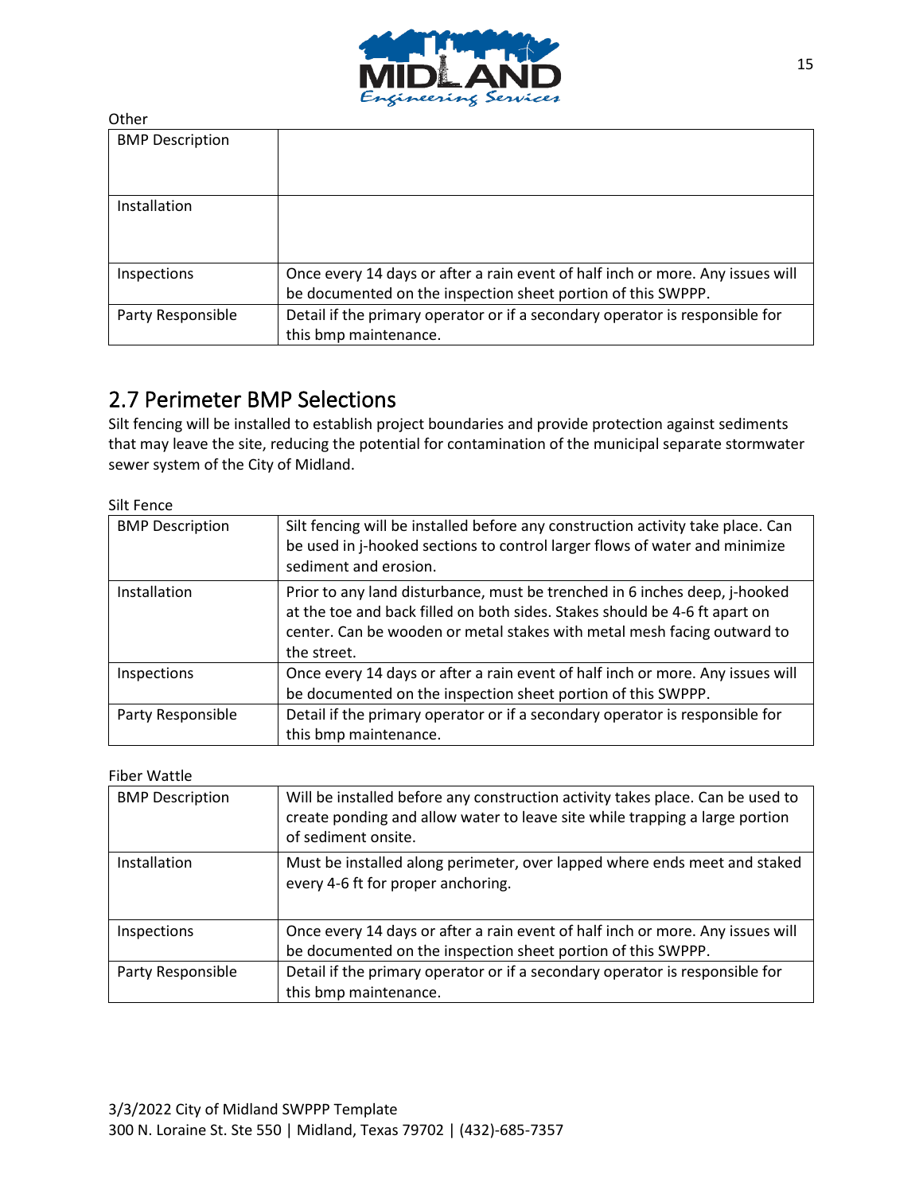Other

| BMP Description | |
|---|---|
| Installation | |
| Inspections | Once every 14 days or after a rain event of half inch or more. Any issues will be documented on the inspection sheet portion of this SWPPP. |
| Party Responsible | Detail if the primary operator or if a secondary operator is responsible for this bmp maintenance. |

## 2.7 Perimeter BMP Selections

Silt fencing will be installed to establish project boundaries and provide protection against sediments that may leave the site, reducing the potential for contamination of the municipal separate stormwater sewer system of the City of Midland.

Silt Fence

| BMP Description | Silt fencing will be installed before any construction activity take place. Can be used in j-hooked sections to control larger flows of water and minimize sediment and erosion. |
|---|---|
| Installation | Prior to any land disturbance, must be trenched in 6 inches deep, j-hooked at the toe and back filled on both sides. Stakes should be 4-6 ft apart on center. Can be wooden or metal stakes with metal mesh facing outward to the street. |
| Inspections | Once every 14 days or after a rain event of half inch or more. Any issues will be documented on the inspection sheet portion of this SWPPP. |
| Party Responsible | Detail if the primary operator or if a secondary operator is responsible for this bmp maintenance. |

Fiber Wattle

| BMP Description | Will be installed before any construction activity takes place. Can be used to create ponding and allow water to leave site while trapping a large portion of sediment onsite. |
|---|---|
| Installation | Must be installed along perimeter, over lapped where ends meet and staked every 4-6 ft for proper anchoring. |
| Inspections | Once every 14 days or after a rain event of half inch or more. Any issues will be documented on the inspection sheet portion of this SWPPP. |
| Party Responsible | Detail if the primary operator or if a secondary operator is responsible for this bmp maintenance. |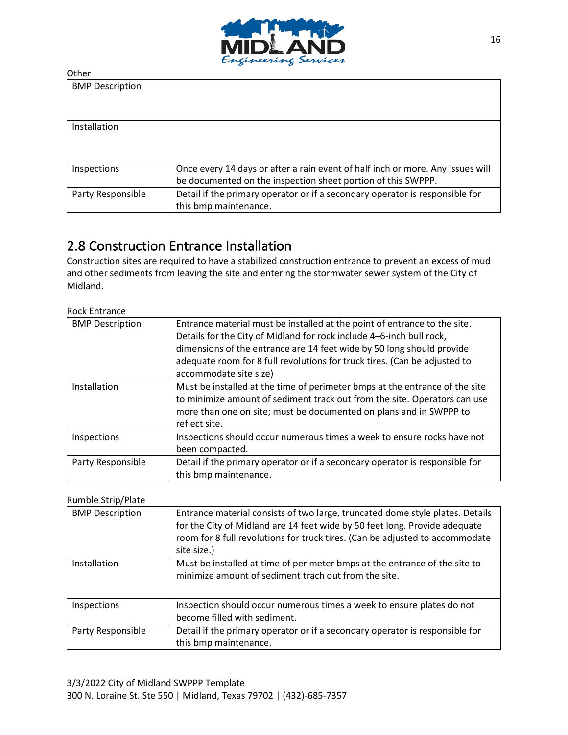Other

| BMP Description | |
|---|---|
| Installation | |
| Inspections | Once every 14 days or after a rain event of half inch or more. Any issues will be documented on the inspection sheet portion of this SWPPP. |
| Party Responsible | Detail if the primary operator or if a secondary operator is responsible for this bmp maintenance. |

## 2.8 Construction Entrance Installation

Construction sites are required to have a stabilized construction entrance to prevent an excess of mud and other sediments from leaving the site and entering the stormwater sewer system of the City of Midland.

Rock Entrance

| BMP Description | Entrance material must be installed at the point of entrance to the site. Details for the City of Midland for rock include 4–6-inch bull rock, dimensions of the entrance are 14 feet wide by 50 long should provide adequate room for 8 full revolutions for truck tires. (Can be adjusted to accommodate site size) |
|---|---|
| Installation | Must be installed at the time of perimeter bmps at the entrance of the site to minimize amount of sediment track out from the site. Operators can use more than one on site; must be documented on plans and in SWPPP to reflect site. |
| Inspections | Inspections should occur numerous times a week to ensure rocks have not been compacted. |
| Party Responsible | Detail if the primary operator or if a secondary operator is responsible for this bmp maintenance. |

Rumble Strip/Plate

| BMP Description | Entrance material consists of two large, truncated dome style plates. Details for the City of Midland are 14 feet wide by 50 feet long. Provide adequate room for 8 full revolutions for truck tires. (Can be adjusted to accommodate site size.) |
|---|---|
| Installation | Must be installed at time of perimeter bmps at the entrance of the site to minimize amount of sediment trach out from the site. |
| Inspections | Inspection should occur numerous times a week to ensure plates do not become filled with sediment. |
| Party Responsible | Detail if the primary operator or if a secondary operator is responsible for this bmp maintenance. |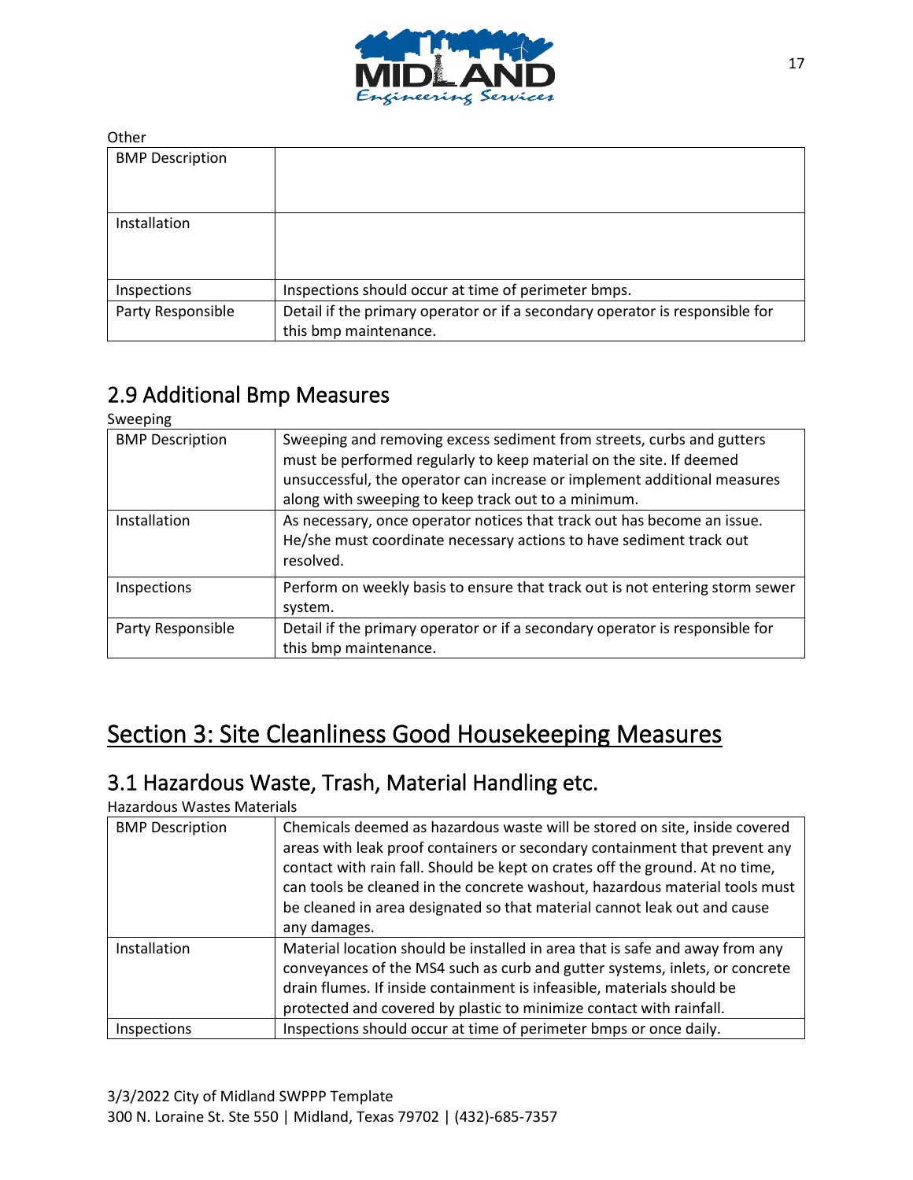Other

| BMP Description | |
|---|---|
| Installation | |
| Inspections | Inspections should occur at time of perimeter bmps. |
| Party Responsible | Detail if the primary operator or if a secondary operator is responsible for this bmp maintenance. |

## 2.9 Additional Bmp Measures

Sweeping

| BMP Description | Sweeping and removing excess sediment from streets, curbs and gutters must be performed regularly to keep material on the site. If deemed unsuccessful, the operator can increase or implement additional measures along with sweeping to keep track out to a minimum. |
|---|---|
| Installation | As necessary, once operator notices that track out has become an issue. He/she must coordinate necessary actions to have sediment track out resolved. |
| Inspections | Perform on weekly basis to ensure that track out is not entering storm sewer system. |
| Party Responsible | Detail if the primary operator or if a secondary operator is responsible for this bmp maintenance. |

# Section 3: Site Cleanliness Good Housekeeping Measures

## 3.1 Hazardous Waste, Trash, Material Handling etc.

Hazardous Wastes Materials

| BMP Description | Chemicals deemed as hazardous waste will be stored on site, inside covered areas with leak proof containers or secondary containment that prevent any contact with rain fall. Should be kept on crates off the ground. At no time, can tools be cleaned in the concrete washout, hazardous material tools must be cleaned in area designated so that material cannot leak out and cause any damages. |
|---|---|
| Installation | Material location should be installed in area that is safe and away from any conveyances of the MS4 such as curb and gutter systems, inlets, or concrete drain flumes. If inside containment is infeasible, materials should be protected and covered by plastic to minimize contact with rainfall. |
| Inspections | Inspections should occur at time of perimeter bmps or once daily. |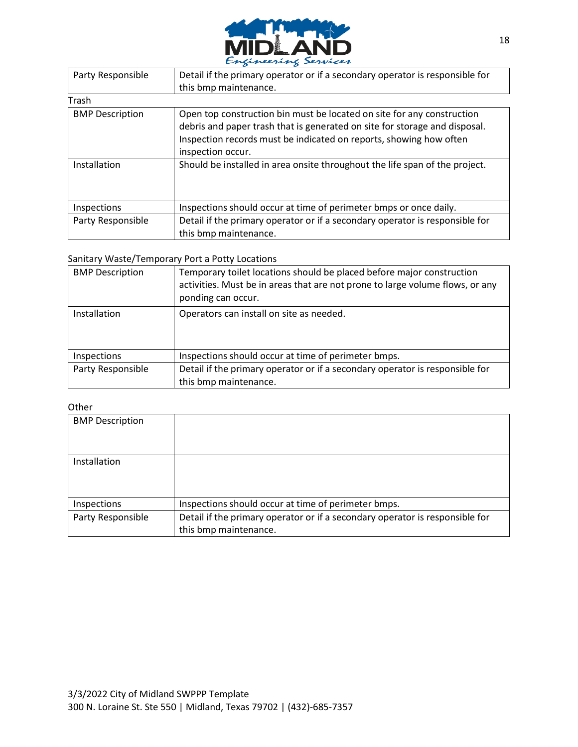| Party Responsible | Detail if the primary operator or if a secondary operator is responsible for this bmp maintenance. |
|---|---|

Trash

| BMP Description | Open top construction bin must be located on site for any construction debris and paper trash that is generated on site for storage and disposal. Inspection records must be indicated on reports, showing how often inspection occur. |
|---|---|
| Installation | Should be installed in area onsite throughout the life span of the project. |
| Inspections | Inspections should occur at time of perimeter bmps or once daily. |
| Party Responsible | Detail if the primary operator or if a secondary operator is responsible for this bmp maintenance. |

Sanitary Waste/Temporary Port a Potty Locations

| BMP Description | Temporary toilet locations should be placed before major construction activities. Must be in areas that are not prone to large volume flows, or any ponding can occur. |
|---|---|
| Installation | Operators can install on site as needed. |
| Inspections | Inspections should occur at time of perimeter bmps. |
| Party Responsible | Detail if the primary operator or if a secondary operator is responsible for this bmp maintenance. |

Other

| BMP Description | |
|---|---|
| Installation | |
| Inspections | Inspections should occur at time of perimeter bmps. |
| Party Responsible | Detail if the primary operator or if a secondary operator is responsible for this bmp maintenance. |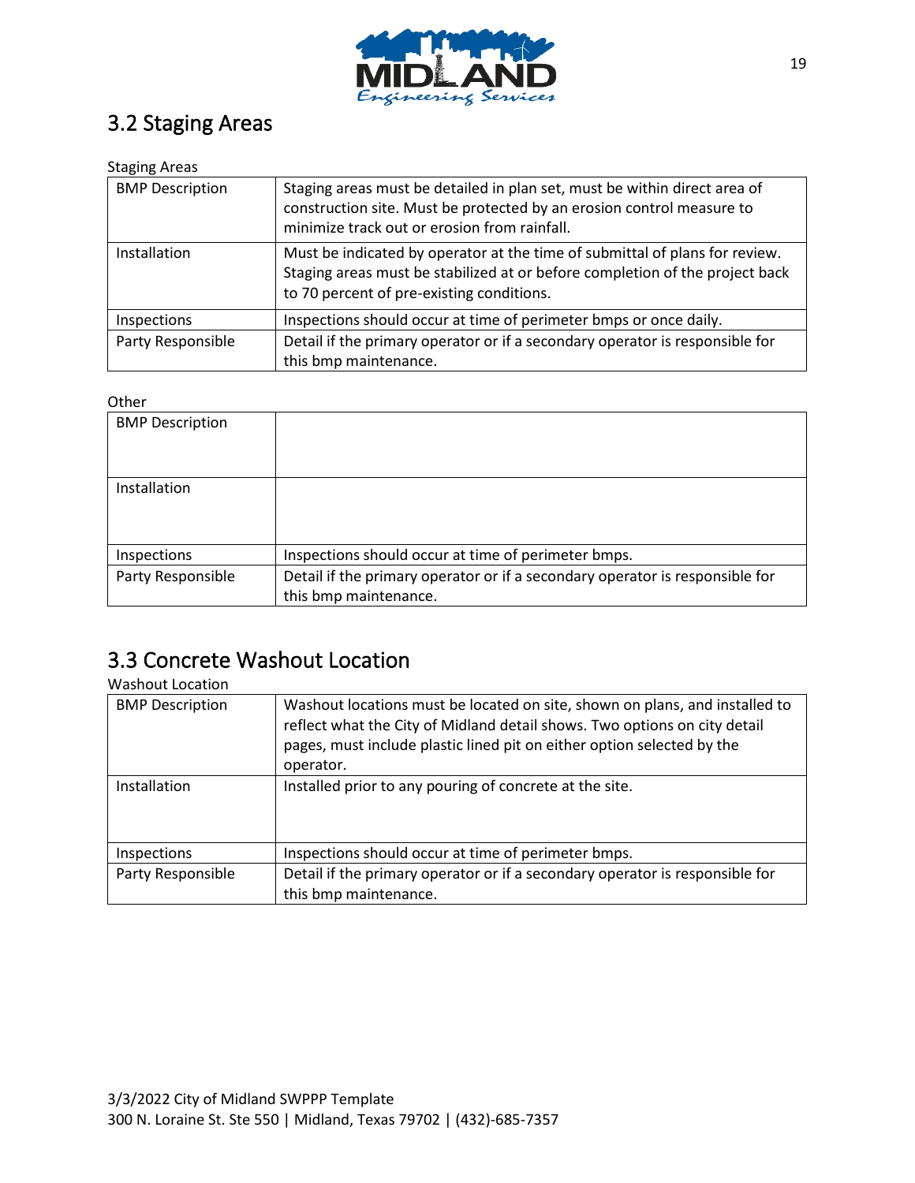## 3.2 Staging Areas

Staging Areas

| | |
|---|---|
| BMP Description | Staging areas must be detailed in plan set, must be within direct area of construction site. Must be protected by an erosion control measure to minimize track out or erosion from rainfall. |
| Installation | Must be indicated by operator at the time of submittal of plans for review. Staging areas must be stabilized at or before completion of the project back to 70 percent of pre-existing conditions. |
| Inspections | Inspections should occur at time of perimeter bmps or once daily. |
| Party Responsible | Detail if the primary operator or if a secondary operator is responsible for this bmp maintenance. |

Other

| | |
|---|---|
| BMP Description | |
| Installation | |
| Inspections | Inspections should occur at time of perimeter bmps. |
| Party Responsible | Detail if the primary operator or if a secondary operator is responsible for this bmp maintenance. |

## 3.3 Concrete Washout Location

Washout Location

| | |
|---|---|
| BMP Description | Washout locations must be located on site, shown on plans, and installed to reflect what the City of Midland detail shows. Two options on city detail pages, must include plastic lined pit on either option selected by the operator. |
| Installation | Installed prior to any pouring of concrete at the site. |
| Inspections | Inspections should occur at time of perimeter bmps. |
| Party Responsible | Detail if the primary operator or if a secondary operator is responsible for this bmp maintenance. |

3/3/2022 City of Midland SWPPP Template
300 N. Loraine St. Ste 550 | Midland, Texas 79702 | (432)-685-7357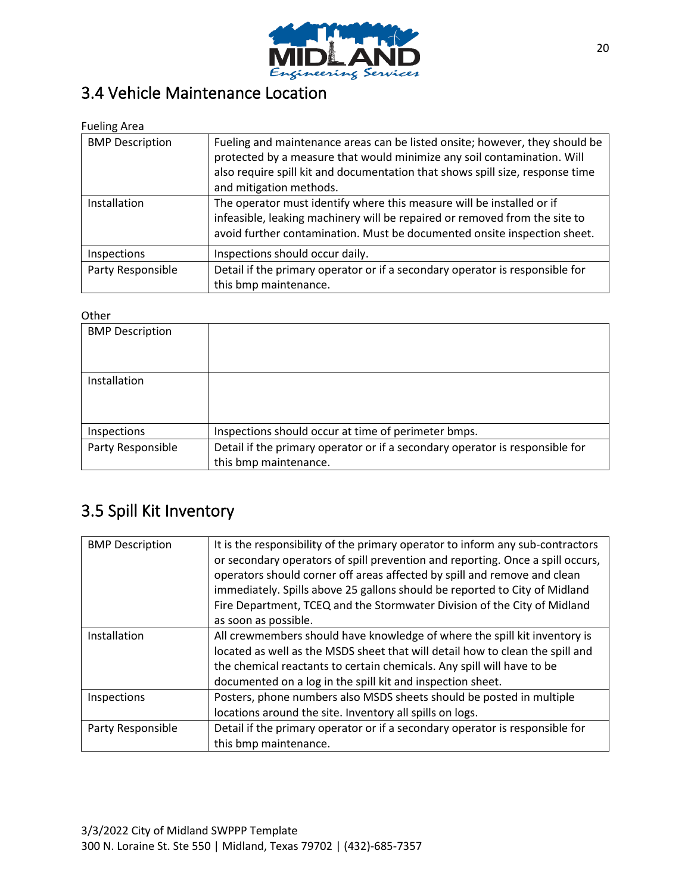## 3.4 Vehicle Maintenance Location

Fueling Area

| BMP Description | Fueling and maintenance areas can be listed onsite; however, they should be protected by a measure that would minimize any soil contamination. Will also require spill kit and documentation that shows spill size, response time and mitigation methods. |
|---|---|
| Installation | The operator must identify where this measure will be installed or if infeasible, leaking machinery will be repaired or removed from the site to avoid further contamination. Must be documented onsite inspection sheet. |
| Inspections | Inspections should occur daily. |
| Party Responsible | Detail if the primary operator or if a secondary operator is responsible for this bmp maintenance. |

Other

| BMP Description | |
|---|---|
| Installation | |
| Inspections | Inspections should occur at time of perimeter bmps. |
| Party Responsible | Detail if the primary operator or if a secondary operator is responsible for this bmp maintenance. |

## 3.5 Spill Kit Inventory

| BMP Description | It is the responsibility of the primary operator to inform any sub-contractors or secondary operators of spill prevention and reporting. Once a spill occurs, operators should corner off areas affected by spill and remove and clean immediately. Spills above 25 gallons should be reported to City of Midland Fire Department, TCEQ and the Stormwater Division of the City of Midland as soon as possible. |
|---|---|
| Installation | All crewmembers should have knowledge of where the spill kit inventory is located as well as the MSDS sheet that will detail how to clean the spill and the chemical reactants to certain chemicals. Any spill will have to be documented on a log in the spill kit and inspection sheet. |
| Inspections | Posters, phone numbers also MSDS sheets should be posted in multiple locations around the site. Inventory all spills on logs. |
| Party Responsible | Detail if the primary operator or if a secondary operator is responsible for this bmp maintenance. |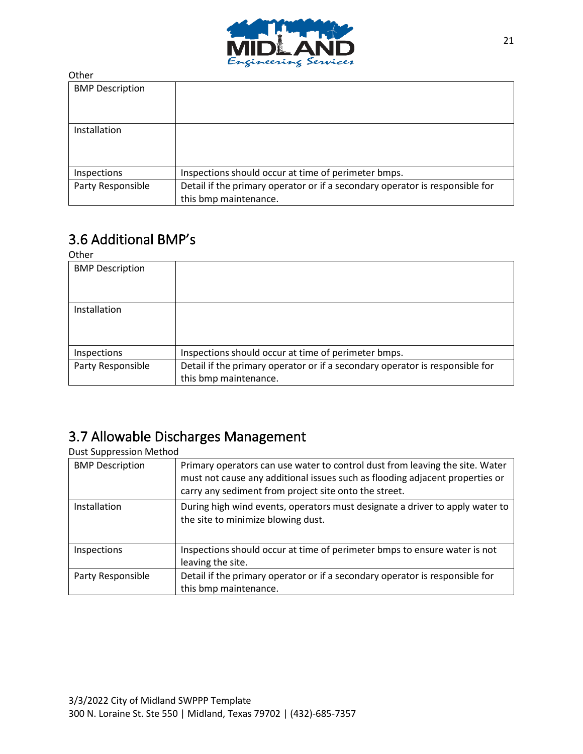Other

| BMP Description | |
|---|---|
| Installation | |
| Inspections | Inspections should occur at time of perimeter bmps. |
| Party Responsible | Detail if the primary operator or if a secondary operator is responsible for this bmp maintenance. |

## 3.6 Additional BMP's

Other

| BMP Description | |
|---|---|
| Installation | |
| Inspections | Inspections should occur at time of perimeter bmps. |
| Party Responsible | Detail if the primary operator or if a secondary operator is responsible for this bmp maintenance. |

## 3.7 Allowable Discharges Management

Dust Suppression Method

| BMP Description | Primary operators can use water to control dust from leaving the site. Water must not cause any additional issues such as flooding adjacent properties or carry any sediment from project site onto the street. |
|---|---|
| Installation | During high wind events, operators must designate a driver to apply water to the site to minimize blowing dust. |
| Inspections | Inspections should occur at time of perimeter bmps to ensure water is not leaving the site. |
| Party Responsible | Detail if the primary operator or if a secondary operator is responsible for this bmp maintenance. |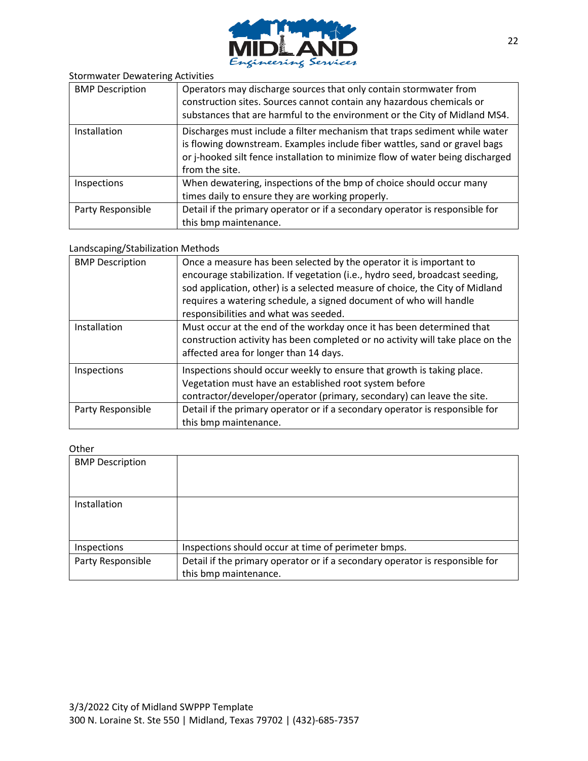Stormwater Dewatering Activities

| | |
|---|---|
| BMP Description | Operators may discharge sources that only contain stormwater from construction sites. Sources cannot contain any hazardous chemicals or substances that are harmful to the environment or the City of Midland MS4. |
| Installation | Discharges must include a filter mechanism that traps sediment while water is flowing downstream. Examples include fiber wattles, sand or gravel bags or j-hooked silt fence installation to minimize flow of water being discharged from the site. |
| Inspections | When dewatering, inspections of the bmp of choice should occur many times daily to ensure they are working properly. |
| Party Responsible | Detail if the primary operator or if a secondary operator is responsible for this bmp maintenance. |

Landscaping/Stabilization Methods

| | |
|---|---|
| BMP Description | Once a measure has been selected by the operator it is important to encourage stabilization. If vegetation (i.e., hydro seed, broadcast seeding, sod application, other) is a selected measure of choice, the City of Midland requires a watering schedule, a signed document of who will handle responsibilities and what was seeded. |
| Installation | Must occur at the end of the workday once it has been determined that construction activity has been completed or no activity will take place on the affected area for longer than 14 days. |
| Inspections | Inspections should occur weekly to ensure that growth is taking place. Vegetation must have an established root system before contractor/developer/operator (primary, secondary) can leave the site. |
| Party Responsible | Detail if the primary operator or if a secondary operator is responsible for this bmp maintenance. |

Other

| | |
|---|---|
| BMP Description | |
| Installation | |
| Inspections | Inspections should occur at time of perimeter bmps. |
| Party Responsible | Detail if the primary operator or if a secondary operator is responsible for this bmp maintenance. |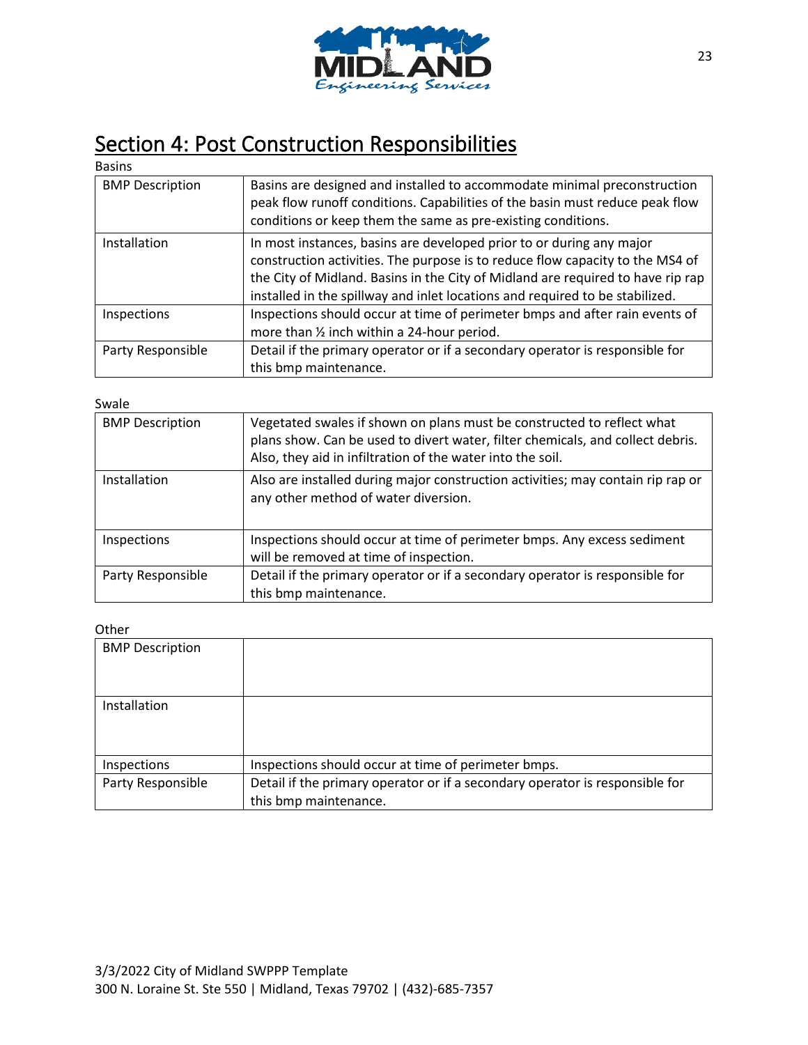# Section 4: Post Construction Responsibilities

Basins

| BMP Description | Basins are designed and installed to accommodate minimal preconstruction peak flow runoff conditions. Capabilities of the basin must reduce peak flow conditions or keep them the same as pre-existing conditions. |
|---|---|
| Installation | In most instances, basins are developed prior to or during any major construction activities. The purpose is to reduce flow capacity to the MS4 of the City of Midland. Basins in the City of Midland are required to have rip rap installed in the spillway and inlet locations and required to be stabilized. |
| Inspections | Inspections should occur at time of perimeter bmps and after rain events of more than ½ inch within a 24-hour period. |
| Party Responsible | Detail if the primary operator or if a secondary operator is responsible for this bmp maintenance. |

Swale

| BMP Description | Vegetated swales if shown on plans must be constructed to reflect what plans show. Can be used to divert water, filter chemicals, and collect debris. Also, they aid in infiltration of the water into the soil. |
|---|---|
| Installation | Also are installed during major construction activities; may contain rip rap or any other method of water diversion. |
| Inspections | Inspections should occur at time of perimeter bmps. Any excess sediment will be removed at time of inspection. |
| Party Responsible | Detail if the primary operator or if a secondary operator is responsible for this bmp maintenance. |

Other

| BMP Description | |
|---|---|
| Installation | |
| Inspections | Inspections should occur at time of perimeter bmps. |
| Party Responsible | Detail if the primary operator or if a secondary operator is responsible for this bmp maintenance. |

3/3/2022 City of Midland SWPPP Template
300 N. Loraine St. Ste 550 | Midland, Texas 79702 | (432)-685-7357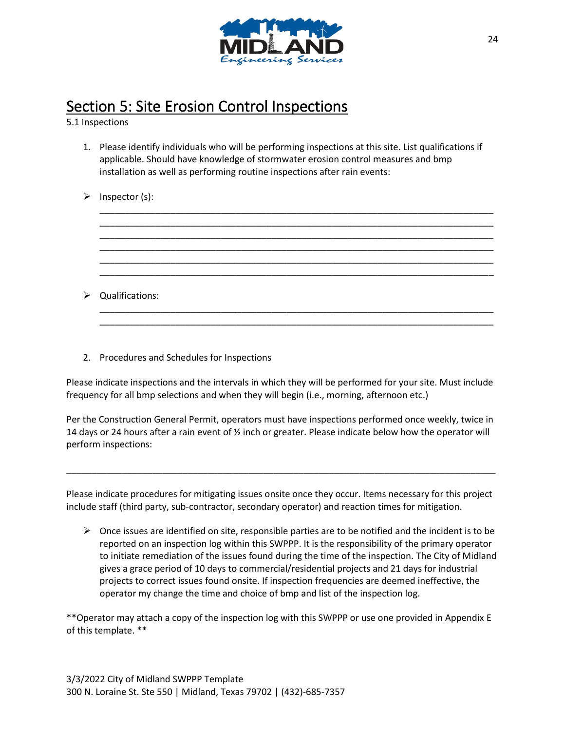# Section 5: Site Erosion Control Inspections

5.1 Inspections

1. Please identify individuals who will be performing inspections at this site. List qualifications if applicable. Should have knowledge of stormwater erosion control measures and bmp installation as well as performing routine inspections after rain events:

- Inspector (s):

  ______________________________________________________________________________
  ______________________________________________________________________________
  ______________________________________________________________________________
  ______________________________________________________________________________
  ______________________________________________________________________________
  ______________________________________________________________________________

- Qualifications:

  ______________________________________________________________________________
  ______________________________________________________________________________

2. Procedures and Schedules for Inspections

Please indicate inspections and the intervals in which they will be performed for your site. Must include frequency for all bmp selections and when they will begin (i.e., morning, afternoon etc.)

Per the Construction General Permit, operators must have inspections performed once weekly, twice in 14 days or 24 hours after a rain event of ½ inch or greater. Please indicate below how the operator will perform inspections:

______________________________________________________________________________

Please indicate procedures for mitigating issues onsite once they occur. Items necessary for this project include staff (third party, sub-contractor, secondary operator) and reaction times for mitigation.

- Once issues are identified on site, responsible parties are to be notified and the incident is to be reported on an inspection log within this SWPPP. It is the responsibility of the primary operator to initiate remediation of the issues found during the time of the inspection. The City of Midland gives a grace period of 10 days to commercial/residential projects and 21 days for industrial projects to correct issues found onsite. If inspection frequencies are deemed ineffective, the operator my change the time and choice of bmp and list of the inspection log.

**Operator may attach a copy of the inspection log with this SWPPP or use one provided in Appendix E of this template. **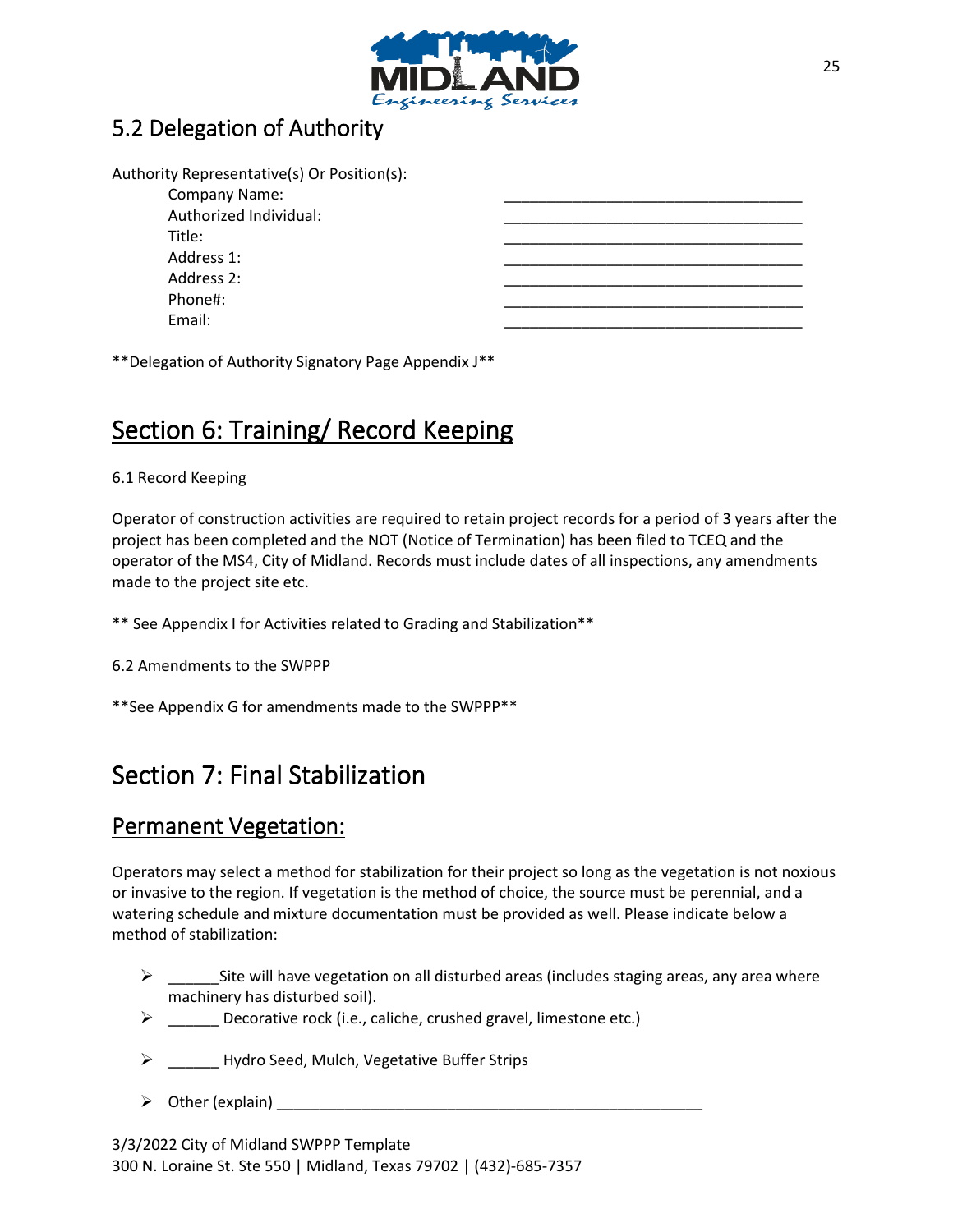## 5.2 Delegation of Authority

Authority Representative(s) Or Position(s):

Company Name: ___________________________________

Authorized Individual: ___________________________________

Title: ___________________________________

Address 1: ___________________________________

Address 2: ___________________________________

Phone#: ___________________________________

Email: ___________________________________

**Delegation of Authority Signatory Page Appendix J**

# Section 6: Training/ Record Keeping

6.1 Record Keeping

Operator of construction activities are required to retain project records for a period of 3 years after the project has been completed and the NOT (Notice of Termination) has been filed to TCEQ and the operator of the MS4, City of Midland. Records must include dates of all inspections, any amendments made to the project site etc.

** See Appendix I for Activities related to Grading and Stabilization**

6.2 Amendments to the SWPPP

**See Appendix G for amendments made to the SWPPP**

# Section 7: Final Stabilization

## Permanent Vegetation:

Operators may select a method for stabilization for their project so long as the vegetation is not noxious or invasive to the region. If vegetation is the method of choice, the source must be perennial, and a watering schedule and mixture documentation must be provided as well. Please indicate below a method of stabilization:

- ______Site will have vegetation on all disturbed areas (includes staging areas, any area where machinery has disturbed soil).
- ______ Decorative rock (i.e., caliche, crushed gravel, limestone etc.)
- ______ Hydro Seed, Mulch, Vegetative Buffer Strips
- Other (explain) ___________________________________________________

3/3/2022 City of Midland SWPPP Template
300 N. Loraine St. Ste 550 | Midland, Texas 79702 | (432)-685-7357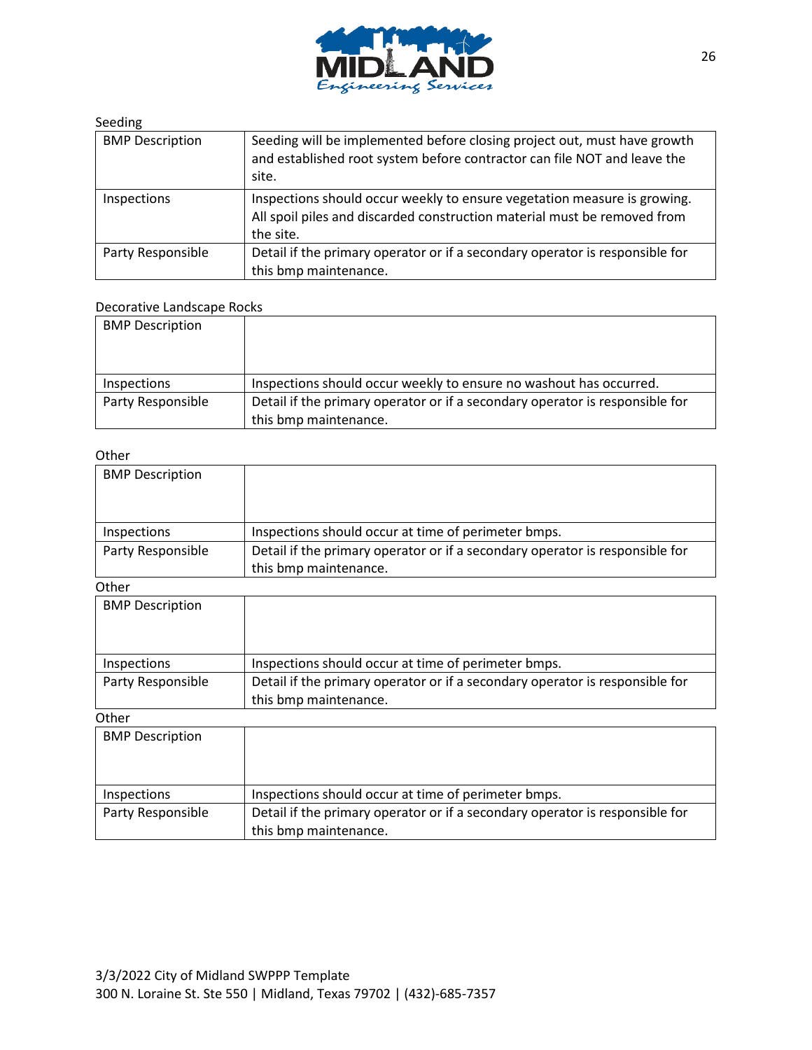Seeding

| BMP Description | Seeding will be implemented before closing project out, must have growth and established root system before contractor can file NOT and leave the site. |
|---|---|
| Inspections | Inspections should occur weekly to ensure vegetation measure is growing. All spoil piles and discarded construction material must be removed from the site. |
| Party Responsible | Detail if the primary operator or if a secondary operator is responsible for this bmp maintenance. |

Decorative Landscape Rocks

| BMP Description | |
|---|---|
| Inspections | Inspections should occur weekly to ensure no washout has occurred. |
| Party Responsible | Detail if the primary operator or if a secondary operator is responsible for this bmp maintenance. |

Other

| BMP Description | |
|---|---|
| Inspections | Inspections should occur at time of perimeter bmps. |
| Party Responsible | Detail if the primary operator or if a secondary operator is responsible for this bmp maintenance. |

Other

| BMP Description | |
|---|---|
| Inspections | Inspections should occur at time of perimeter bmps. |
| Party Responsible | Detail if the primary operator or if a secondary operator is responsible for this bmp maintenance. |

Other

| BMP Description | |
|---|---|
| Inspections | Inspections should occur at time of perimeter bmps. |
| Party Responsible | Detail if the primary operator or if a secondary operator is responsible for this bmp maintenance. |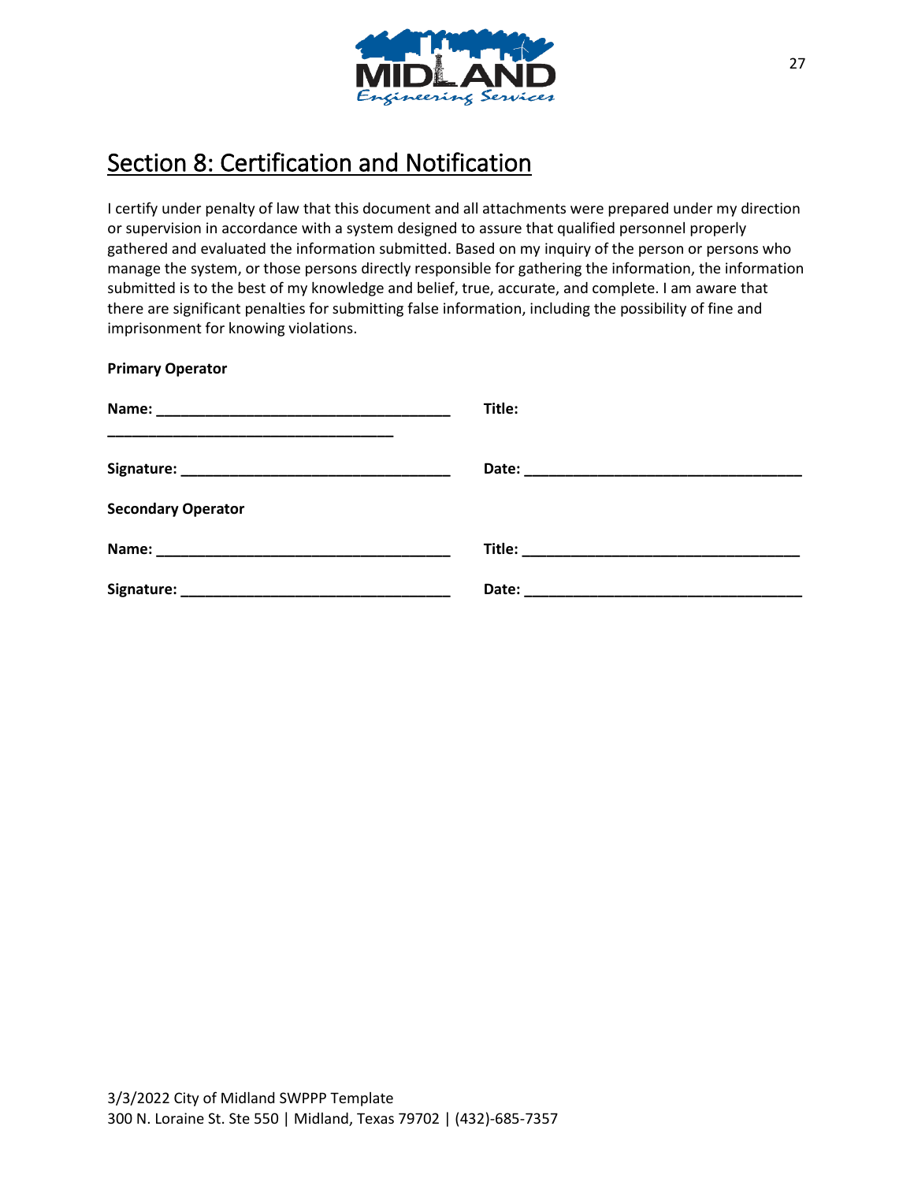# Section 8: Certification and Notification

I certify under penalty of law that this document and all attachments were prepared under my direction or supervision in accordance with a system designed to assure that qualified personnel properly gathered and evaluated the information submitted. Based on my inquiry of the person or persons who manage the system, or those persons directly responsible for gathering the information, the information submitted is to the best of my knowledge and belief, true, accurate, and complete. I am aware that there are significant penalties for submitting false information, including the possibility of fine and imprisonment for knowing violations.

**Primary Operator**

**Name: \_\_\_\_\_\_\_\_\_\_\_\_\_\_\_\_\_\_\_\_\_\_\_\_\_\_\_\_\_\_\_\_\_\_\_\_** **Title:** \_\_\_\_\_\_\_\_\_\_\_\_\_\_\_\_\_\_\_\_\_\_\_\_\_\_\_\_\_\_\_\_\_\_\_\_

**Signature: \_\_\_\_\_\_\_\_\_\_\_\_\_\_\_\_\_\_\_\_\_\_\_\_\_\_\_\_\_\_\_\_\_** **Date: \_\_\_\_\_\_\_\_\_\_\_\_\_\_\_\_\_\_\_\_\_\_\_\_\_\_\_\_\_\_\_\_\_\_**

**Secondary Operator**

**Name: \_\_\_\_\_\_\_\_\_\_\_\_\_\_\_\_\_\_\_\_\_\_\_\_\_\_\_\_\_\_\_\_\_\_\_\_** **Title: \_\_\_\_\_\_\_\_\_\_\_\_\_\_\_\_\_\_\_\_\_\_\_\_\_\_\_\_\_\_\_\_\_\_**

**Signature: \_\_\_\_\_\_\_\_\_\_\_\_\_\_\_\_\_\_\_\_\_\_\_\_\_\_\_\_\_\_\_\_\_** **Date: \_\_\_\_\_\_\_\_\_\_\_\_\_\_\_\_\_\_\_\_\_\_\_\_\_\_\_\_\_\_\_\_\_\_**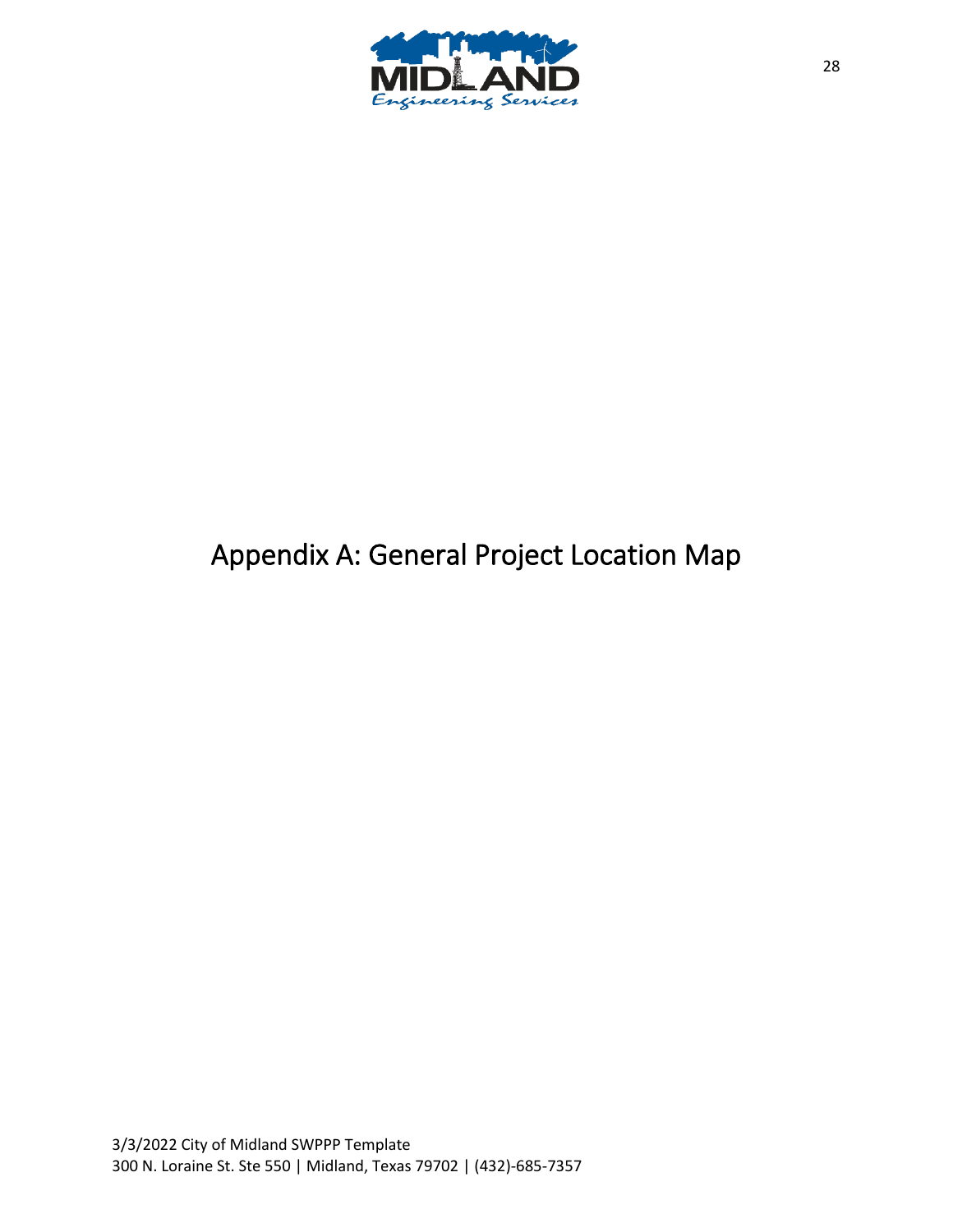# Appendix A: General Project Location Map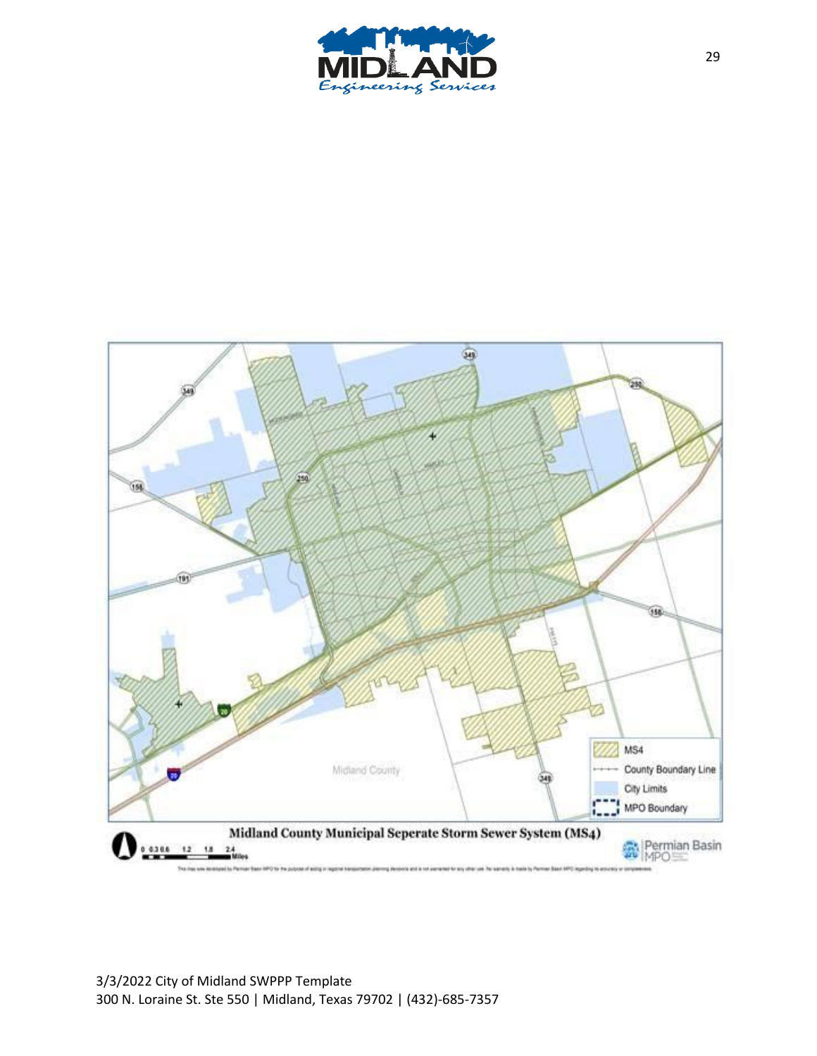MS4

County Boundary Line

City Limits

MPO Boundary

Midland County

**Midland County Municipal Seperate Storm Sewer System (MS4)**

0 0.3 0.6 1.2 1.8 2.4 Miles

Permian Basin MPO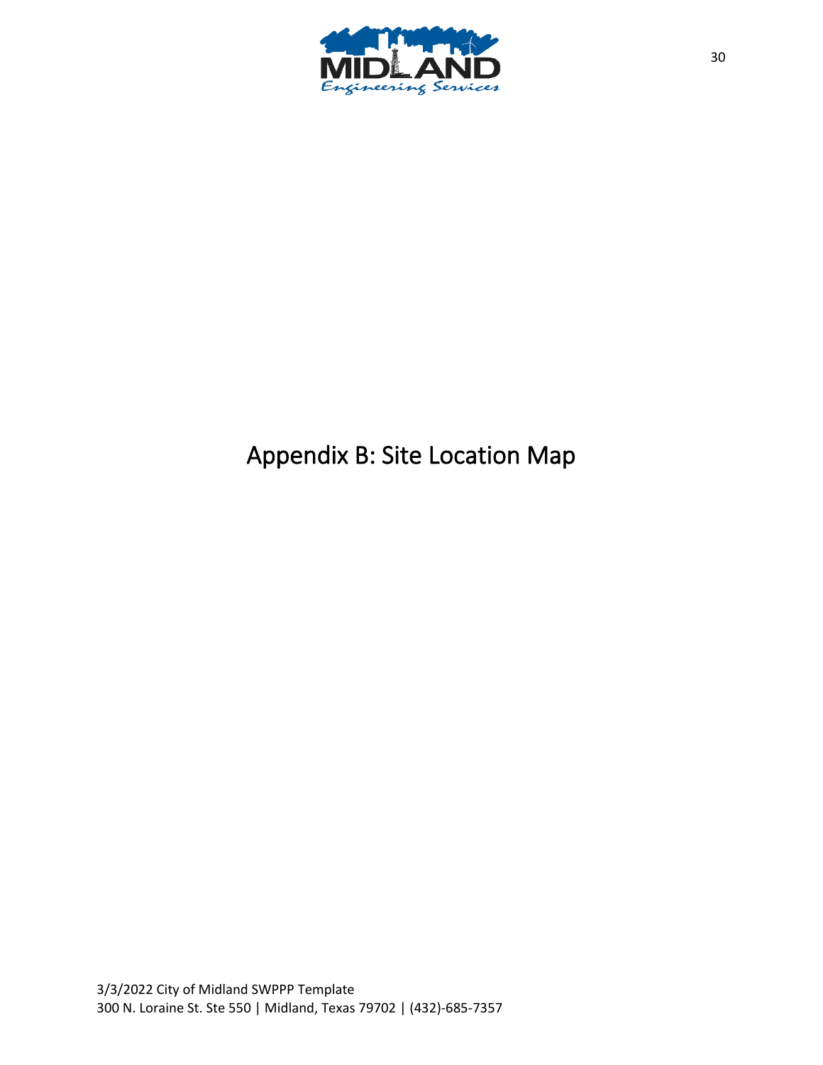# Appendix B: Site Location Map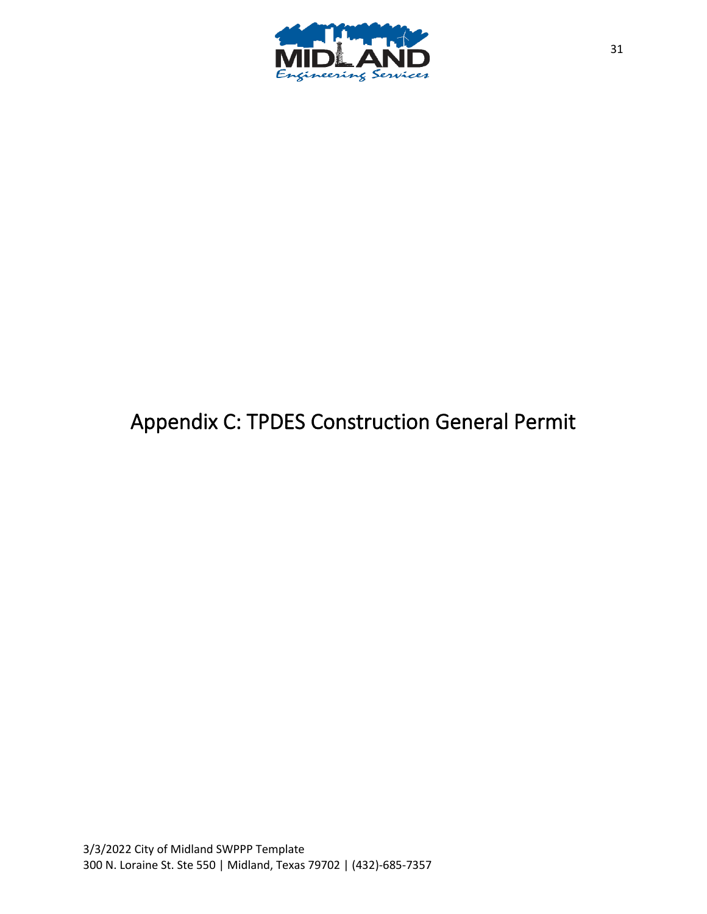# Appendix C: TPDES Construction General Permit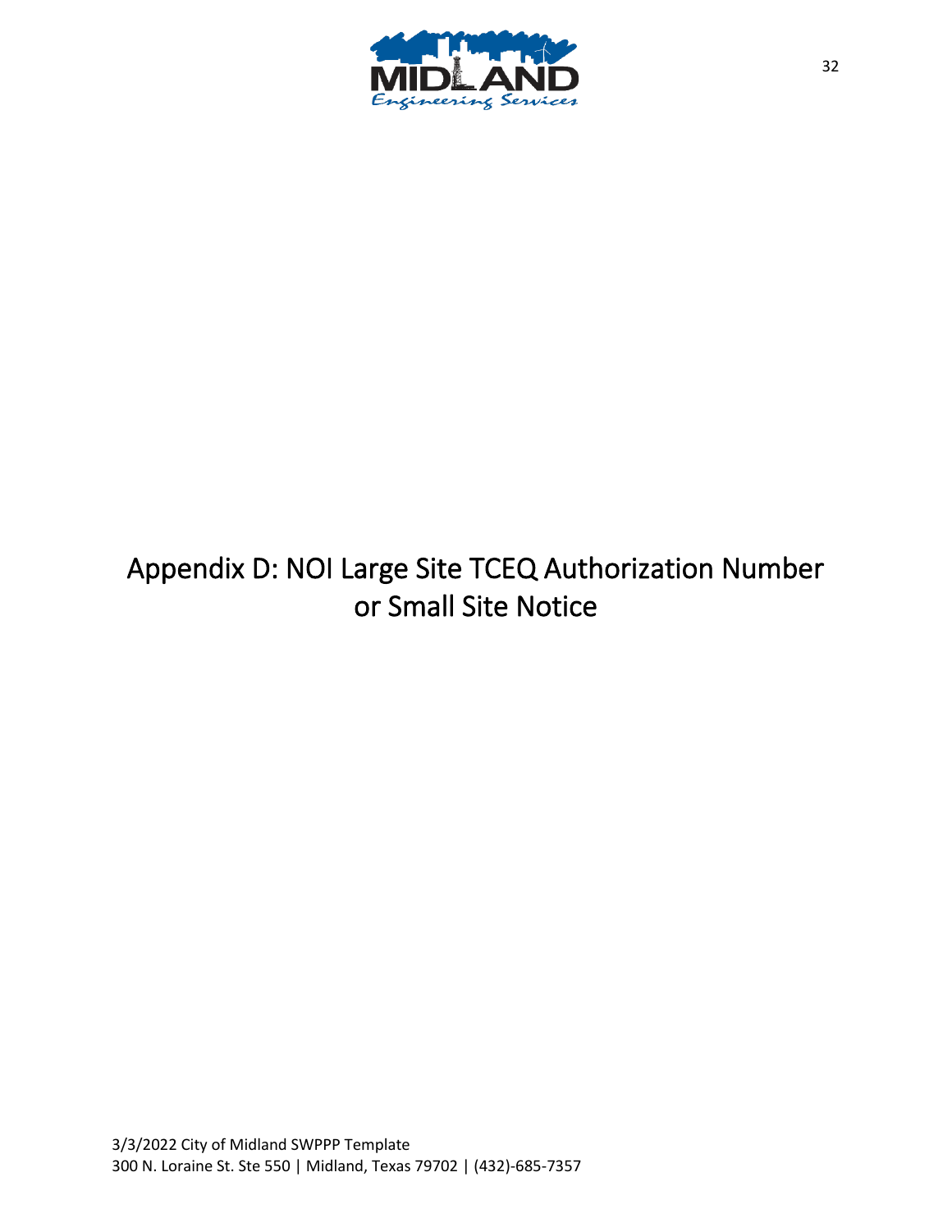# Appendix D: NOI Large Site TCEQ Authorization Number or Small Site Notice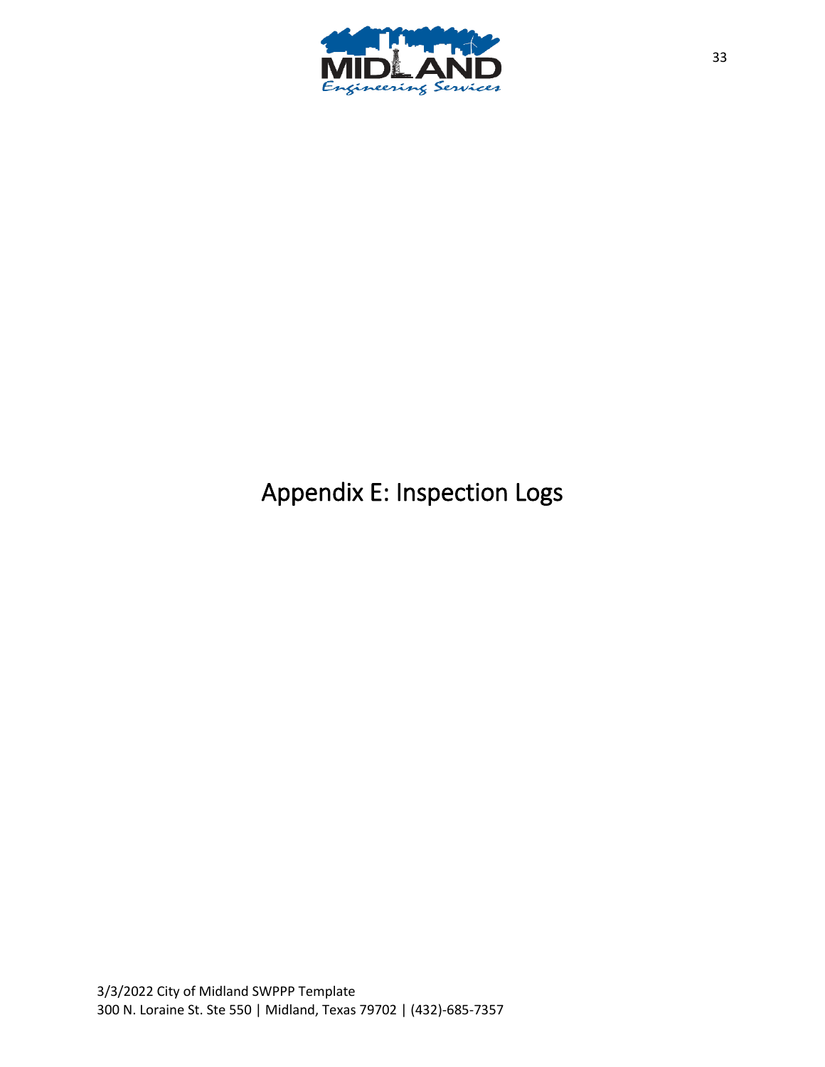# Appendix E: Inspection Logs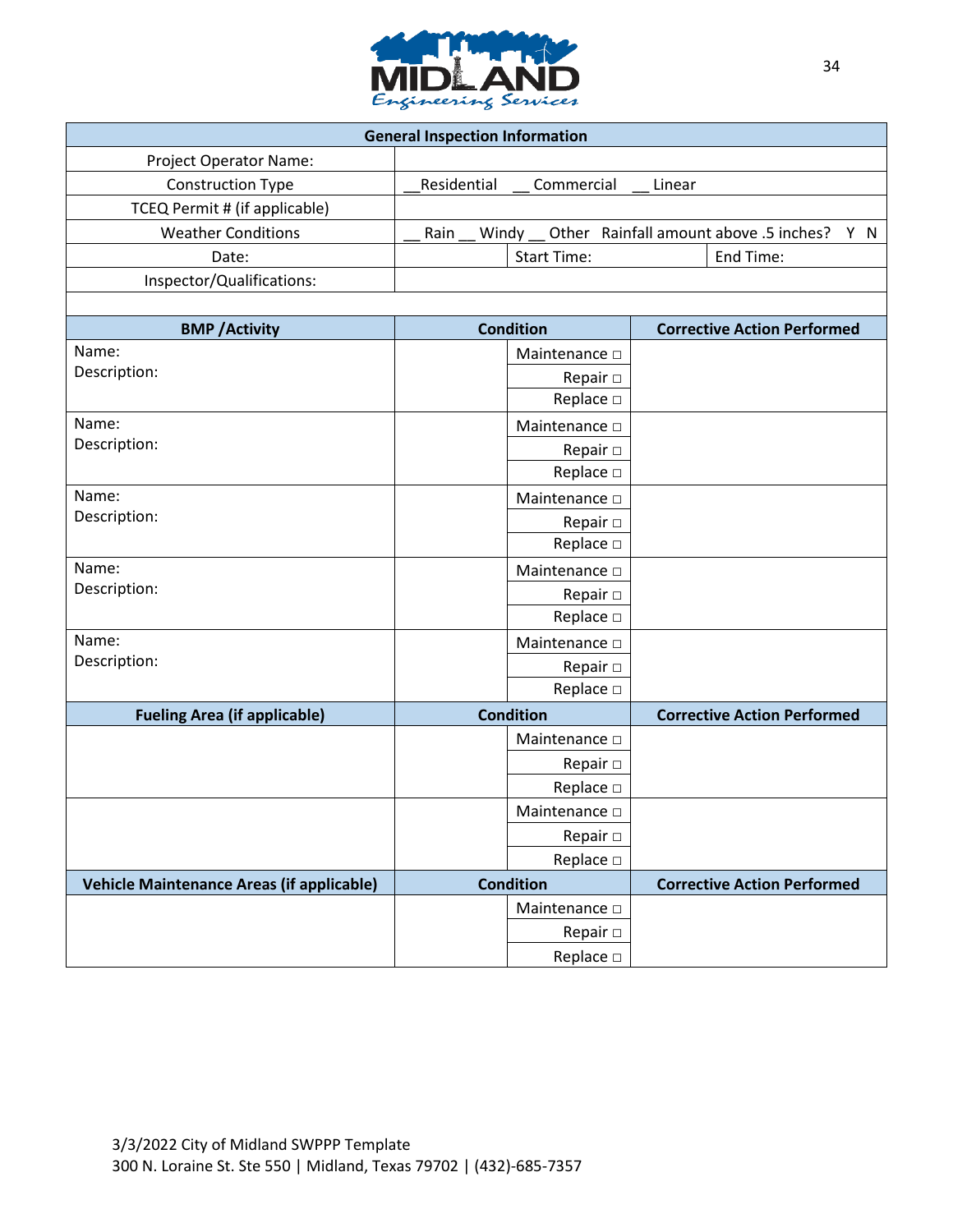| General Inspection Information | | | |
|---|---|---|---|
| Project Operator Name: | | | |
| Construction Type | __Residential __ Commercial __ Linear | | |
| TCEQ Permit # (if applicable) | | | |
| Weather Conditions | __ Rain __ Windy __ Other Rainfall amount above .5 inches? Y N | | |
| Date: | | Start Time: | End Time: |
| Inspector/Qualifications: | | | |

| BMP /Activity | Condition | | Corrective Action Performed |
|---|---|---|---|
| Name:<br>Description: | | Maintenance □<br>Repair □<br>Replace □ | |
| Name:<br>Description: | | Maintenance □<br>Repair □<br>Replace □ | |
| Name:<br>Description: | | Maintenance □<br>Repair □<br>Replace □ | |
| Name:<br>Description: | | Maintenance □<br>Repair □<br>Replace □ | |
| Name:<br>Description: | | Maintenance □<br>Repair □<br>Replace □ | |
| **Fueling Area (if applicable)** | **Condition** | | **Corrective Action Performed** |
| | | Maintenance □<br>Repair □<br>Replace □ | |
| | | Maintenance □<br>Repair □<br>Replace □ | |
| **Vehicle Maintenance Areas (if applicable)** | **Condition** | | **Corrective Action Performed** |
| | | Maintenance □<br>Repair □<br>Replace □ | |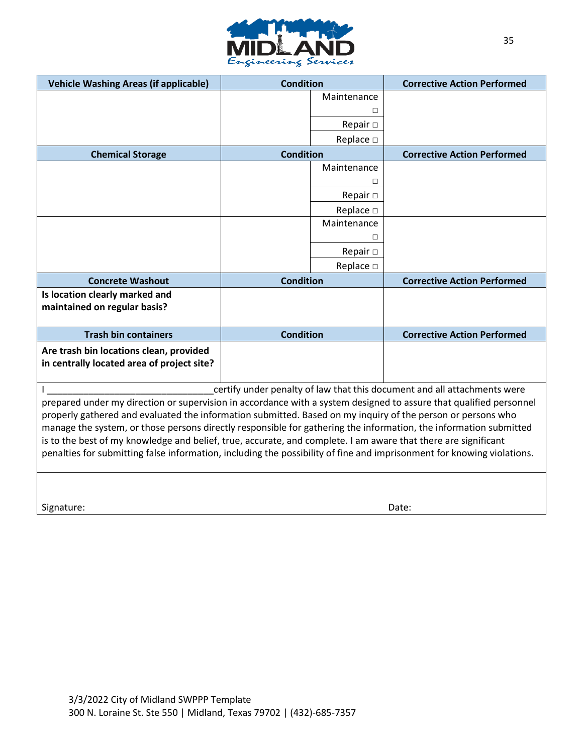| Vehicle Washing Areas (if applicable) | Condition | | Corrective Action Performed |
|---|---|---|---|
| | | Maintenance □ | |
| | | Repair □ | |
| | | Replace □ | |
| **Chemical Storage** | **Condition** | | **Corrective Action Performed** |
| | | Maintenance □ | |
| | | Repair □ | |
| | | Replace □ | |
| | | Maintenance □ | |
| | | Repair □ | |
| | | Replace □ | |
| **Concrete Washout** | **Condition** | | **Corrective Action Performed** |
| **Is location clearly marked and maintained on regular basis?** | | | |
| **Trash bin containers** | **Condition** | | **Corrective Action Performed** |
| **Are trash bin locations clean, provided in centrally located area of project site?** | | | |

I ________________________________certify under penalty of law that this document and all attachments were prepared under my direction or supervision in accordance with a system designed to assure that qualified personnel properly gathered and evaluated the information submitted. Based on my inquiry of the person or persons who manage the system, or those persons directly responsible for gathering the information, the information submitted is to the best of my knowledge and belief, true, accurate, and complete. I am aware that there are significant penalties for submitting false information, including the possibility of fine and imprisonment for knowing violations.

Signature: Date:

3/3/2022 City of Midland SWPPP Template
300 N. Loraine St. Ste 550 | Midland, Texas 79702 | (432)-685-7357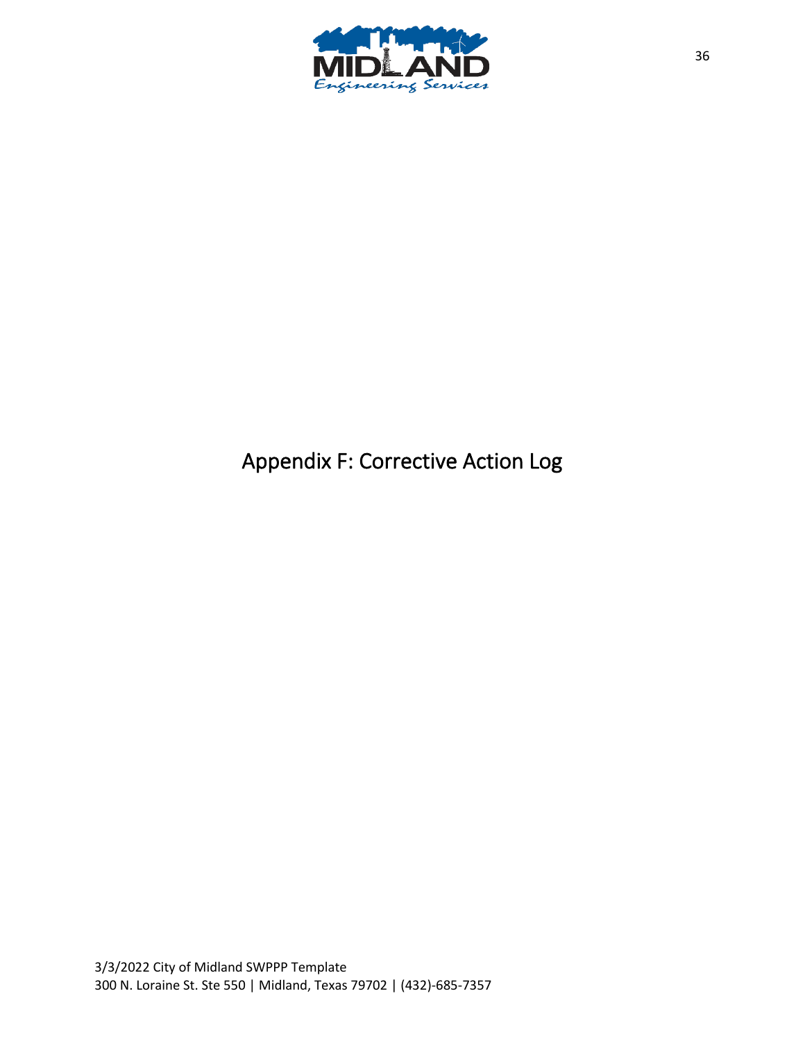# Appendix F: Corrective Action Log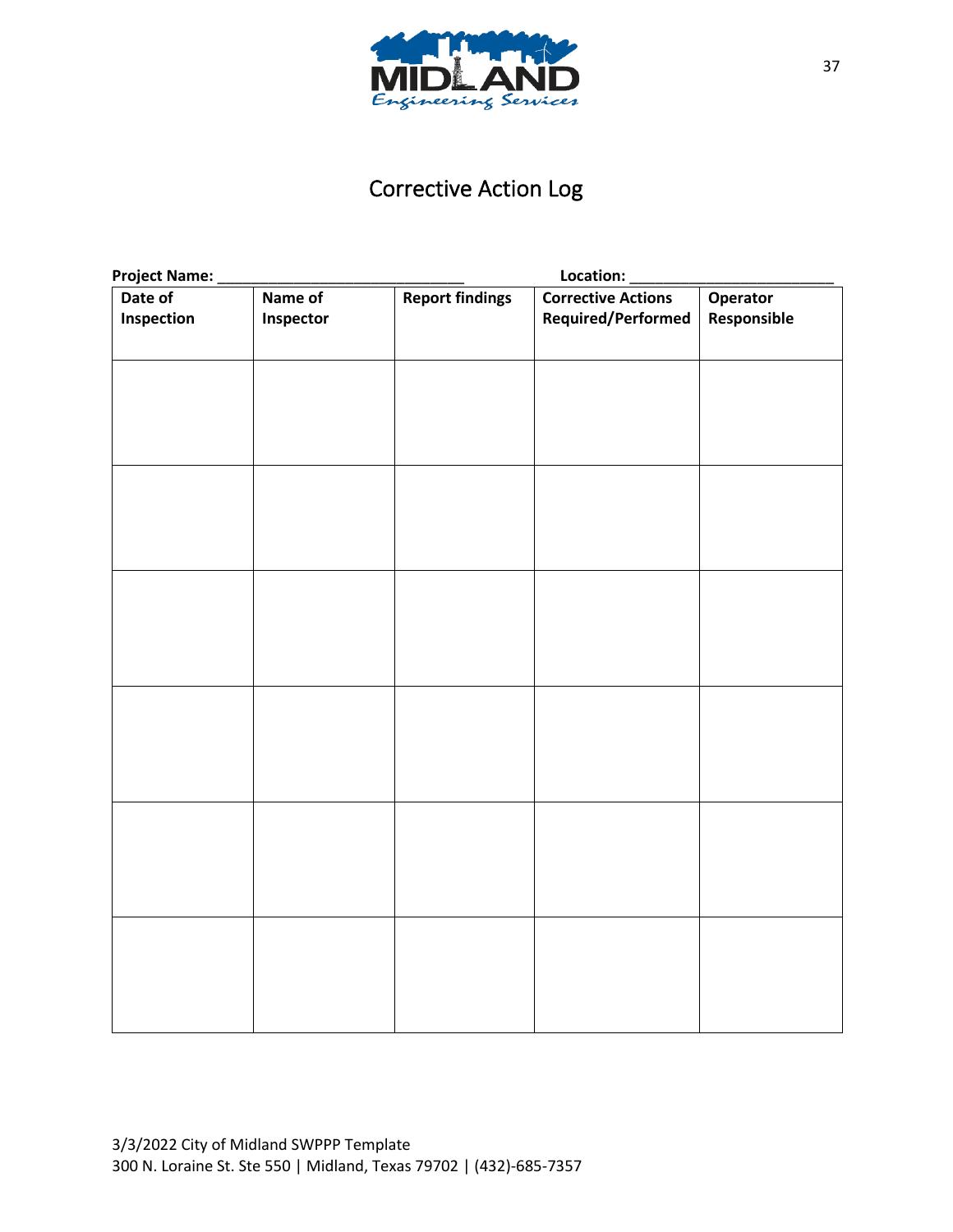# Corrective Action Log

**Project Name:** ______________________________ **Location:** ________________________

| Date of Inspection | Name of Inspector | Report findings | Corrective Actions Required/Performed | Operator Responsible |
|---|---|---|---|---|
| | | | | |
| | | | | |
| | | | | |
| | | | | |
| | | | | |
| | | | | |

3/3/2022 City of Midland SWPPP Template
300 N. Loraine St. Ste 550 | Midland, Texas 79702 | (432)-685-7357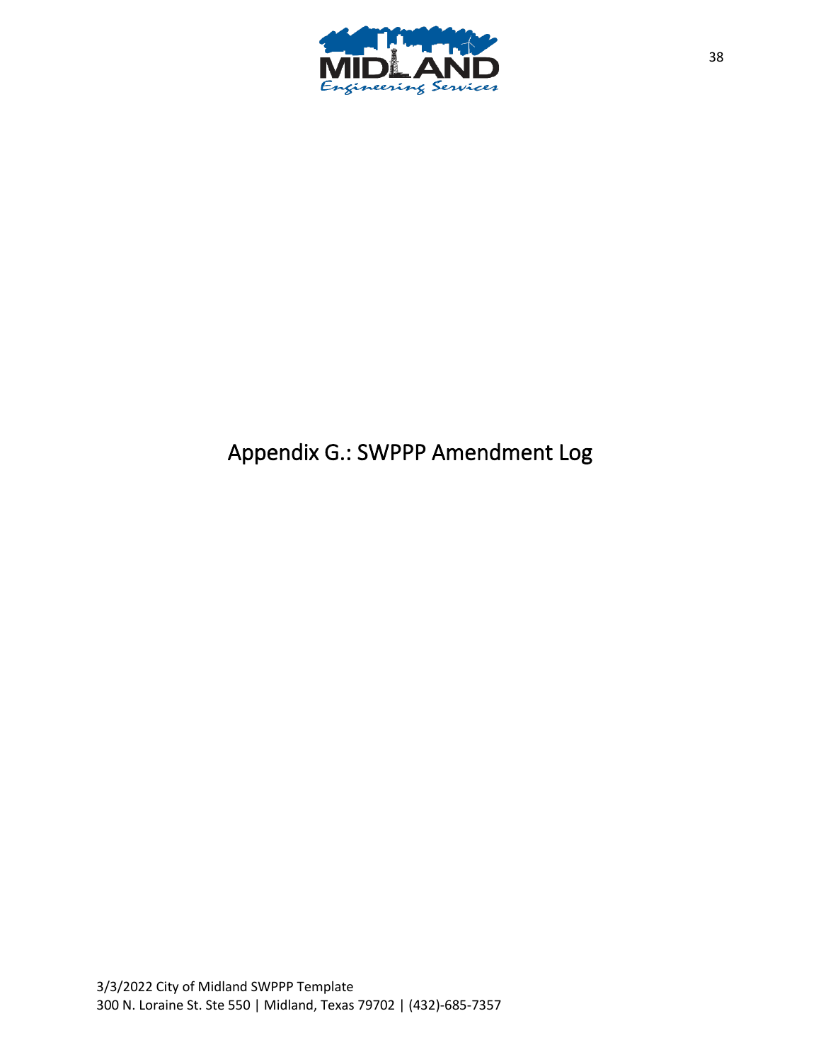# Appendix G.: SWPPP Amendment Log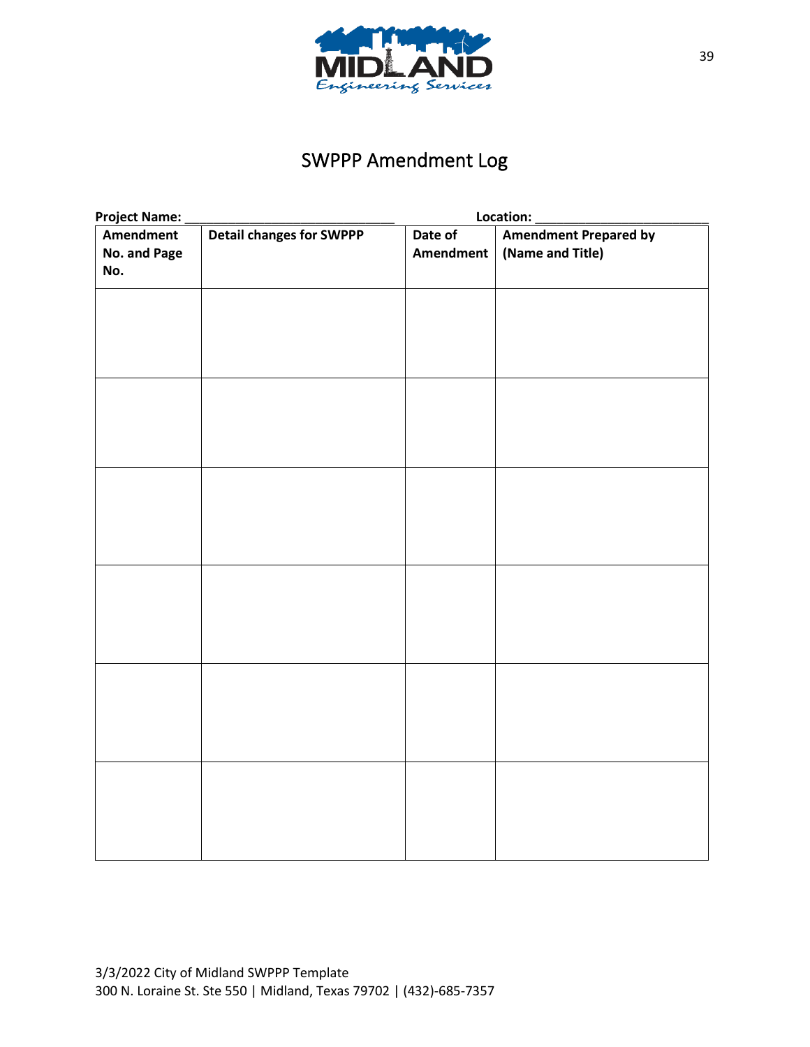# SWPPP Amendment Log

**Project Name:** ______________________________ **Location:** ________________________

| Amendment No. and Page No. | Detail changes for SWPPP | Date of Amendment | Amendment Prepared by (Name and Title) |
|---|---|---|---|
| | | | |
| | | | |
| | | | |
| | | | |
| | | | |
| | | | |

3/3/2022 City of Midland SWPPP Template
300 N. Loraine St. Ste 550 | Midland, Texas 79702 | (432)-685-7357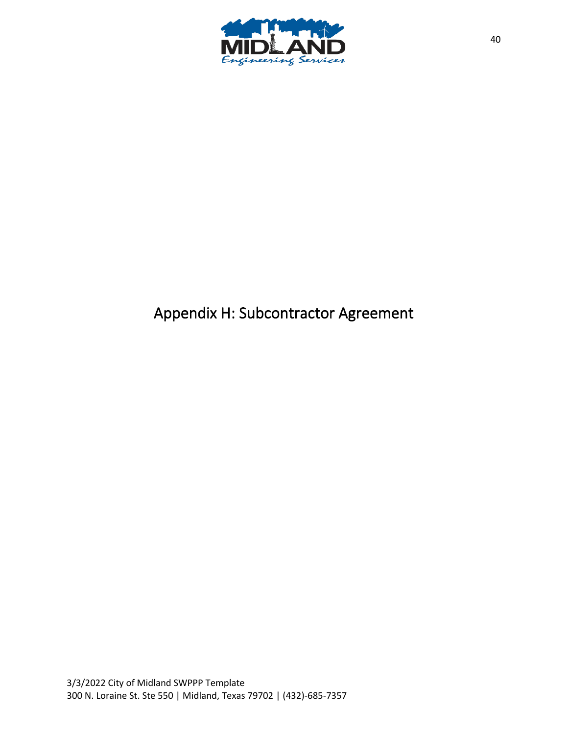# Appendix H: Subcontractor Agreement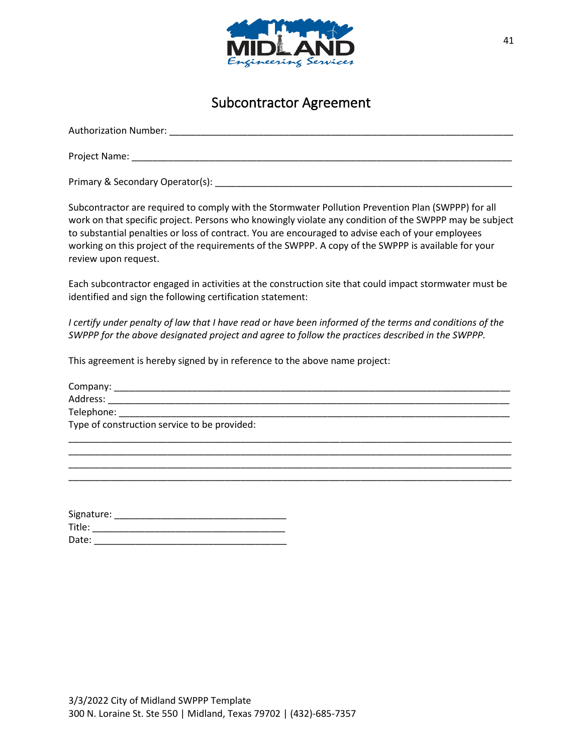# Subcontractor Agreement

Authorization Number: ___________________________________________________________________

Project Name: _______________________________________________________________________

Primary & Secondary Operator(s): ______________________________________________________

Subcontractor are required to comply with the Stormwater Pollution Prevention Plan (SWPPP) for all work on that specific project. Persons who knowingly violate any condition of the SWPPP may be subject to substantial penalties or loss of contract. You are encouraged to advise each of your employees working on this project of the requirements of the SWPPP. A copy of the SWPPP is available for your review upon request.

Each subcontractor engaged in activities at the construction site that could impact stormwater must be identified and sign the following certification statement:

*I certify under penalty of law that I have read or have been informed of the terms and conditions of the SWPPP for the above designated project and agree to follow the practices described in the SWPPP.*

This agreement is hereby signed by in reference to the above name project:

Company: ___________________________________________________________________________
Address: ___________________________________________________________________________
Telephone: _________________________________________________________________________
Type of construction service to be provided:
____________________________________________________________________________________
____________________________________________________________________________________
____________________________________________________________________________________
____________________________________________________________________________________

Signature: _______________________________
Title: ___________________________________
Date: ___________________________________

3/3/2022 City of Midland SWPPP Template
300 N. Loraine St. Ste 550 | Midland, Texas 79702 | (432)-685-7357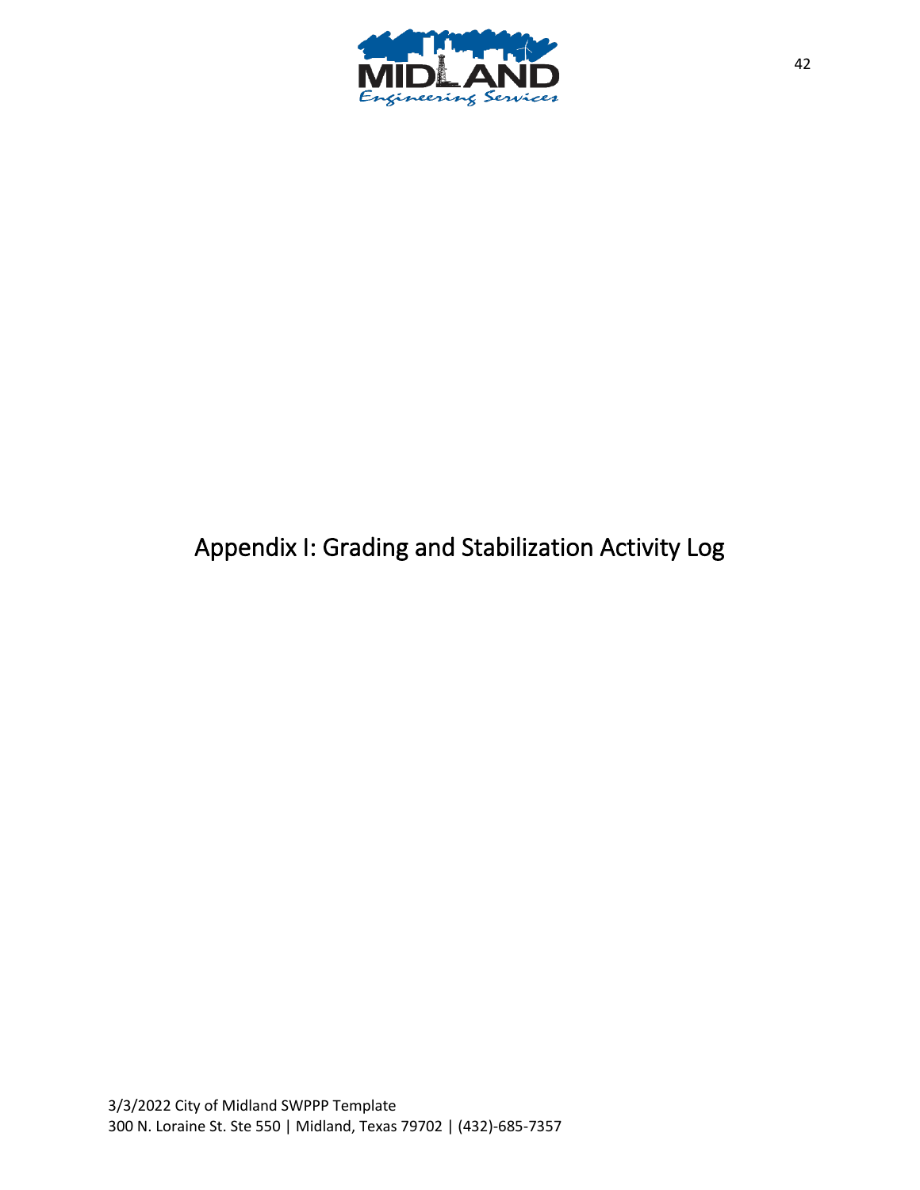# Appendix I: Grading and Stabilization Activity Log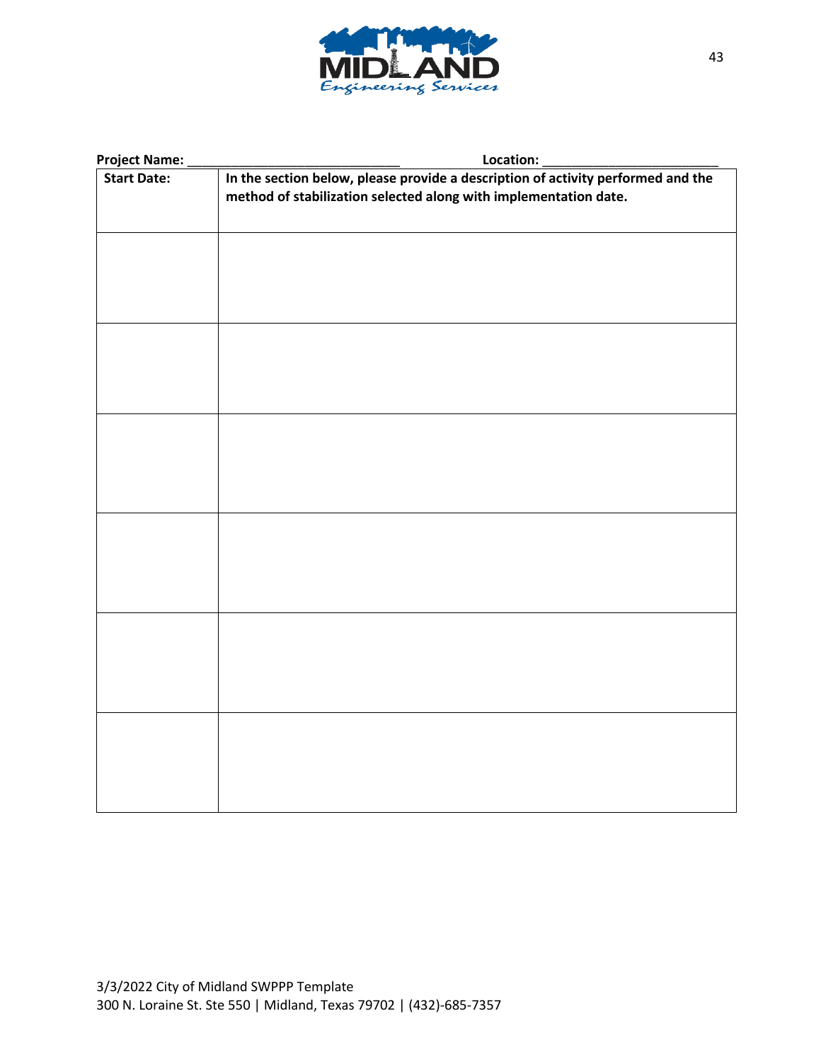**Project Name:** ______________________________ **Location:** ________________________

| **Start Date:** | **In the section below, please provide a description of activity performed and the method of stabilization selected along with implementation date.** |
|---|---|
| | |
| | |
| | |
| | |
| | |
| | |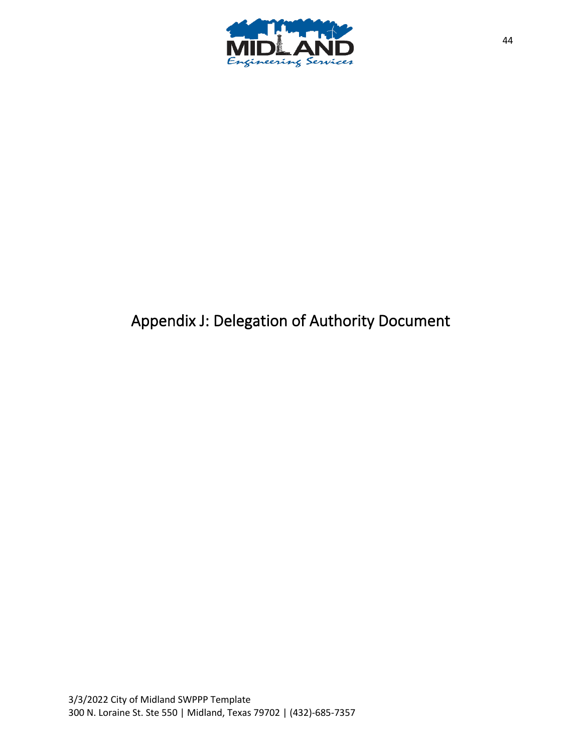# Appendix J: Delegation of Authority Document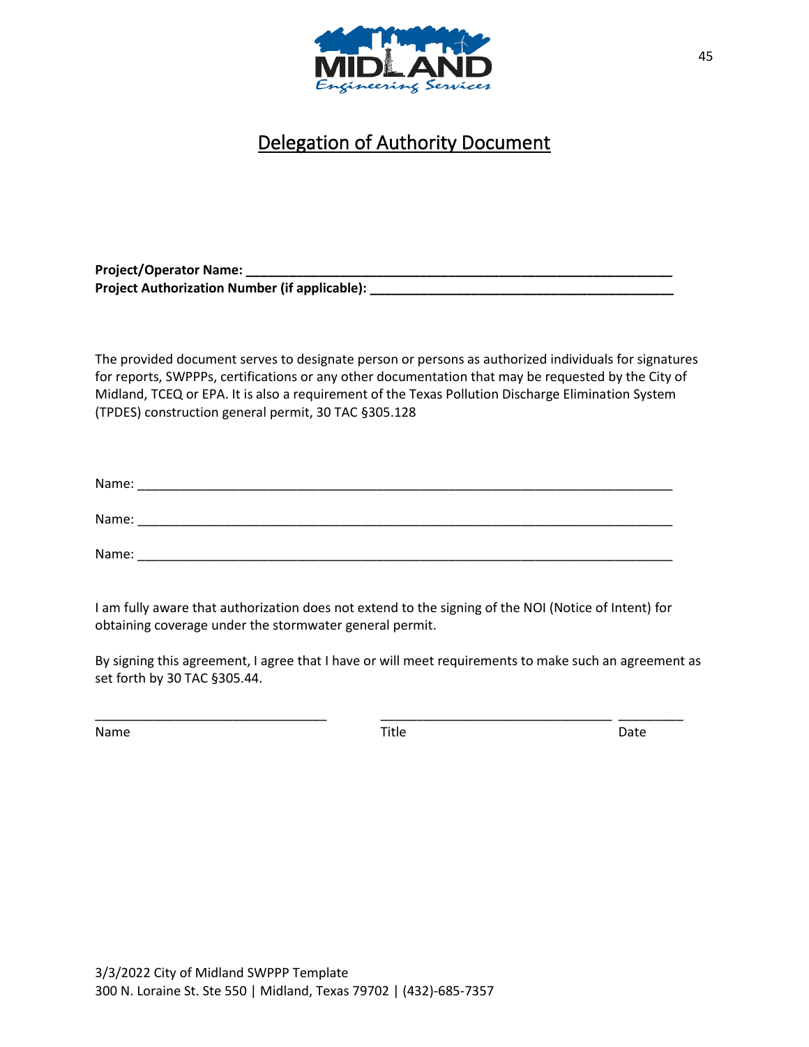# Delegation of Authority Document

**Project/Operator Name: \_\_\_\_\_\_\_\_\_\_\_\_\_\_\_\_\_\_\_\_\_\_\_\_\_\_\_\_\_\_\_\_\_\_\_\_\_\_\_\_\_\_\_\_\_\_\_\_\_\_\_\_\_\_\_\_\_\_\_\_**
**Project Authorization Number (if applicable): \_\_\_\_\_\_\_\_\_\_\_\_\_\_\_\_\_\_\_\_\_\_\_\_\_\_\_\_\_\_\_\_\_\_\_\_\_\_\_\_\_\_\_**

The provided document serves to designate person or persons as authorized individuals for signatures for reports, SWPPPs, certifications or any other documentation that may be requested by the City of Midland, TCEQ or EPA. It is also a requirement of the Texas Pollution Discharge Elimination System (TPDES) construction general permit, 30 TAC §305.128

Name: \_\_\_\_\_\_\_\_\_\_\_\_\_\_\_\_\_\_\_\_\_\_\_\_\_\_\_\_\_\_\_\_\_\_\_\_\_\_\_\_\_\_\_\_\_\_\_\_\_\_\_\_\_\_\_\_\_\_\_\_\_\_\_\_\_\_\_\_\_\_\_\_\_\_

Name: \_\_\_\_\_\_\_\_\_\_\_\_\_\_\_\_\_\_\_\_\_\_\_\_\_\_\_\_\_\_\_\_\_\_\_\_\_\_\_\_\_\_\_\_\_\_\_\_\_\_\_\_\_\_\_\_\_\_\_\_\_\_\_\_\_\_\_\_\_\_\_\_\_\_

Name: \_\_\_\_\_\_\_\_\_\_\_\_\_\_\_\_\_\_\_\_\_\_\_\_\_\_\_\_\_\_\_\_\_\_\_\_\_\_\_\_\_\_\_\_\_\_\_\_\_\_\_\_\_\_\_\_\_\_\_\_\_\_\_\_\_\_\_\_\_\_\_\_\_\_

I am fully aware that authorization does not extend to the signing of the NOI (Notice of Intent) for obtaining coverage under the stormwater general permit.

By signing this agreement, I agree that I have or will meet requirements to make such an agreement as set forth by 30 TAC §305.44.

\_\_\_\_\_\_\_\_\_\_\_\_\_\_\_\_\_\_\_\_\_\_\_\_\_\_\_\_\_\_\_\_ \_\_\_\_\_\_\_\_\_\_\_\_\_\_\_\_\_\_\_\_\_\_\_\_\_\_\_\_\_\_\_\_ \_\_\_\_\_\_\_\_\_

Name Title Date

3/3/2022 City of Midland SWPPP Template
300 N. Loraine St. Ste 550 | Midland, Texas 79702 | (432)-685-7357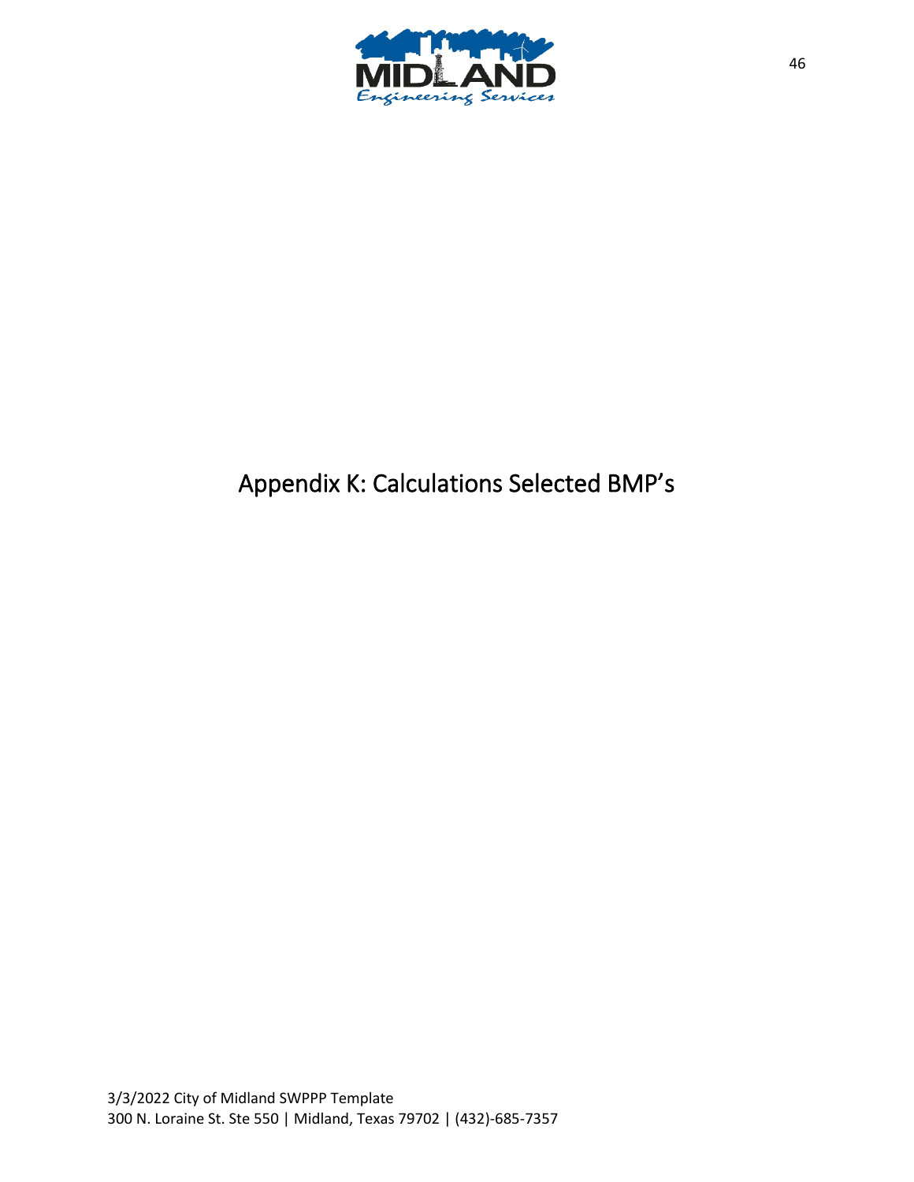# Appendix K: Calculations Selected BMP's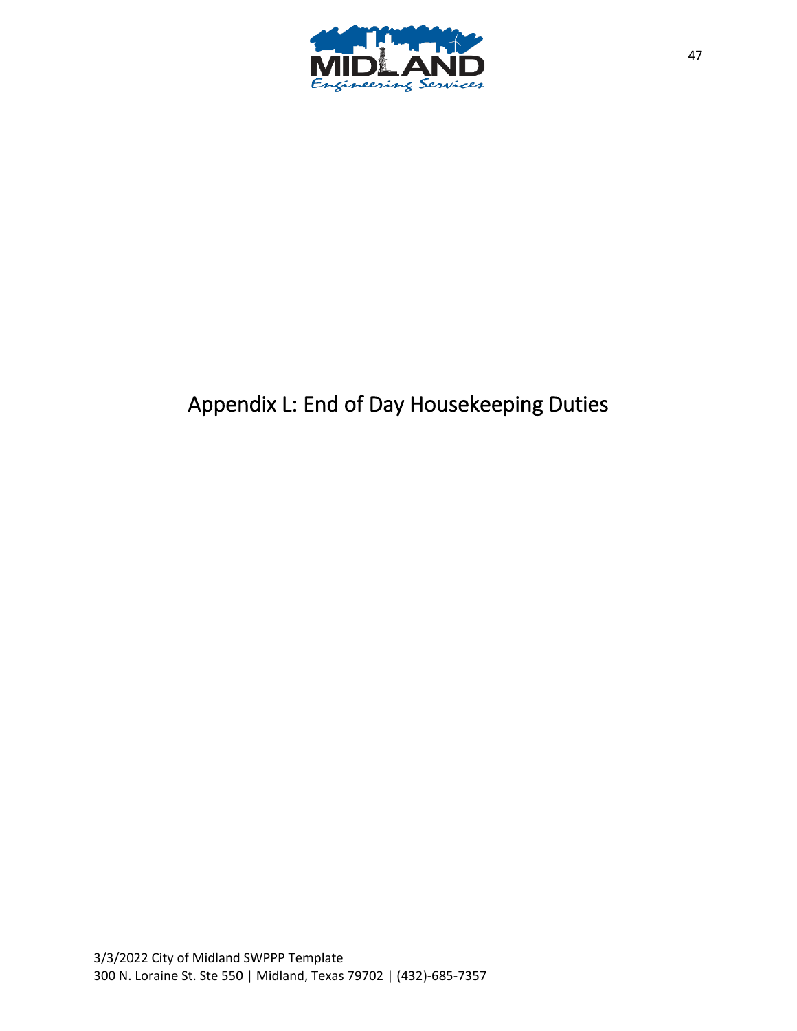# Appendix L: End of Day Housekeeping Duties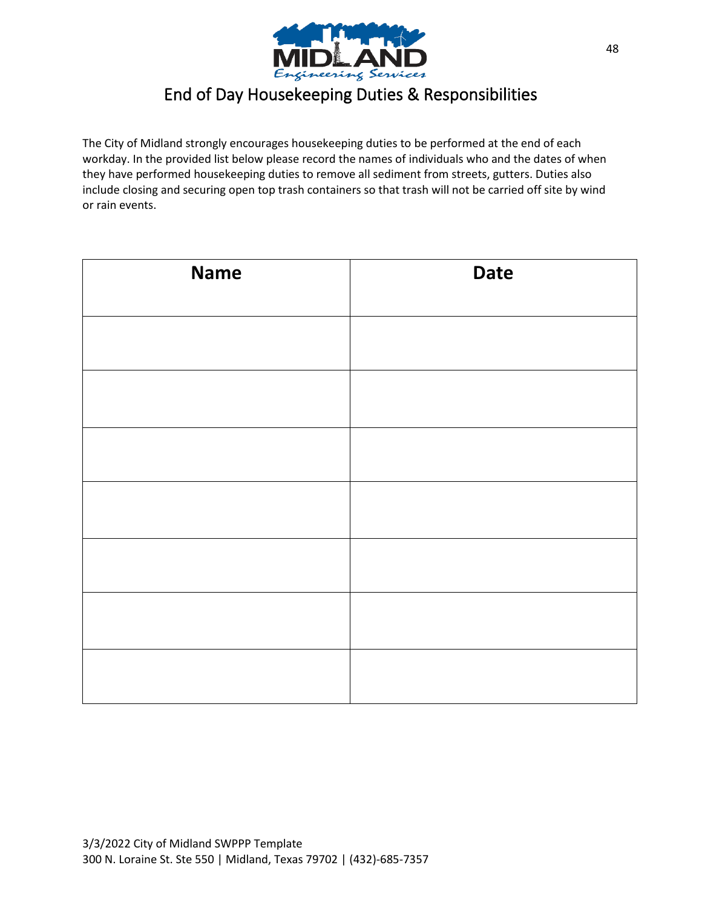# End of Day Housekeeping Duties & Responsibilities

The City of Midland strongly encourages housekeeping duties to be performed at the end of each workday. In the provided list below please record the names of individuals who and the dates of when they have performed housekeeping duties to remove all sediment from streets, gutters. Duties also include closing and securing open top trash containers so that trash will not be carried off site by wind or rain events.

| Name | Date |
|---|---|
| | |
| | |
| | |
| | |
| | |
| | |
| | |

3/3/2022 City of Midland SWPPP Template
300 N. Loraine St. Ste 550 | Midland, Texas 79702 | (432)-685-7357